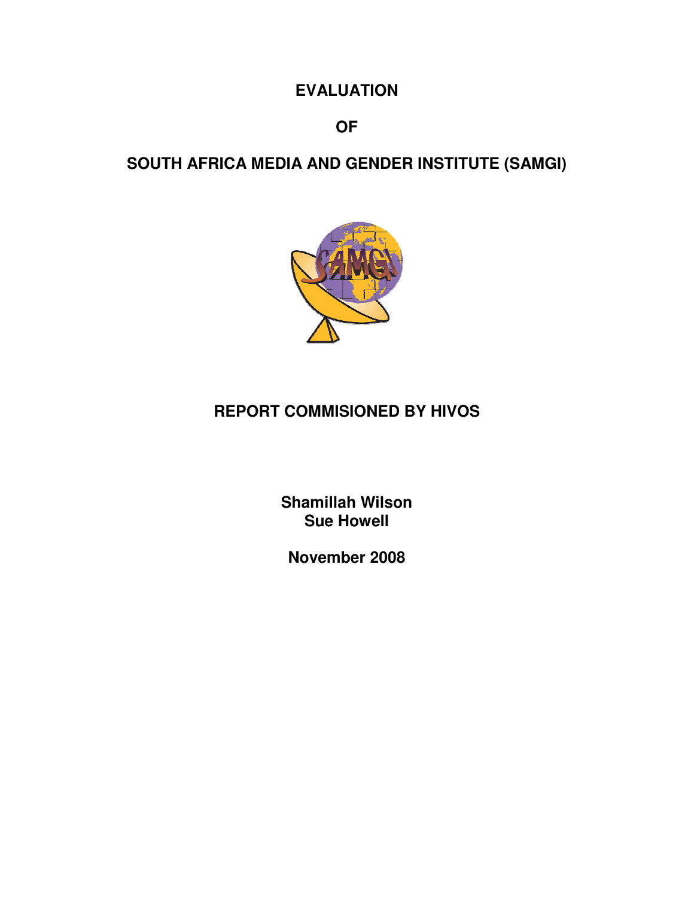# EVALUATION

# OF

# SOUTH AFRICA MEDIA AND GENDER INSTITUTE (SAMGI)

## REPORT COMMISIONED BY HIVOS

**Shamillah Wilson**
**Sue Howell**

**November 2008**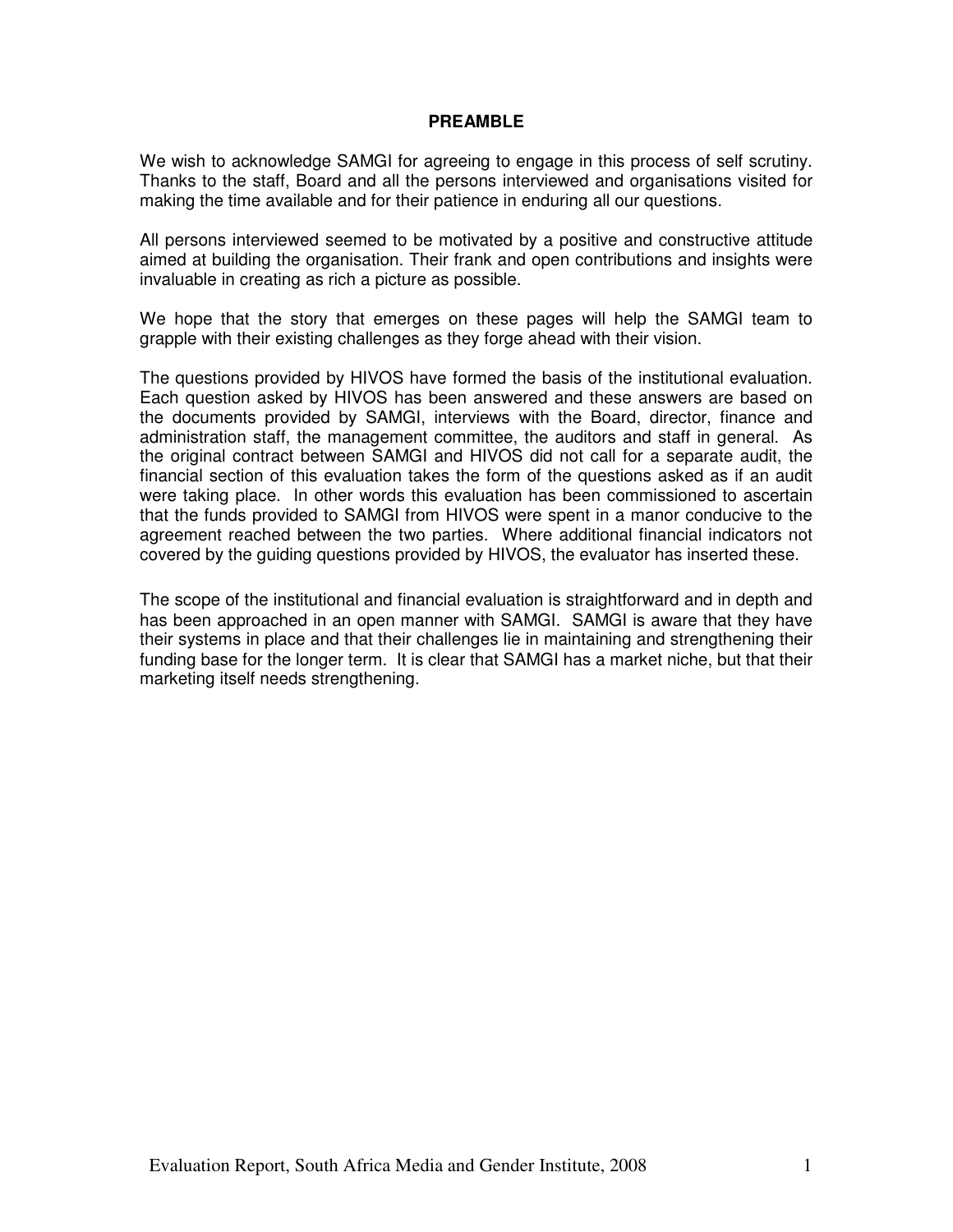# PREAMBLE

We wish to acknowledge SAMGI for agreeing to engage in this process of self scrutiny. Thanks to the staff, Board and all the persons interviewed and organisations visited for making the time available and for their patience in enduring all our questions.

All persons interviewed seemed to be motivated by a positive and constructive attitude aimed at building the organisation. Their frank and open contributions and insights were invaluable in creating as rich a picture as possible.

We hope that the story that emerges on these pages will help the SAMGI team to grapple with their existing challenges as they forge ahead with their vision.

The questions provided by HIVOS have formed the basis of the institutional evaluation. Each question asked by HIVOS has been answered and these answers are based on the documents provided by SAMGI, interviews with the Board, director, finance and administration staff, the management committee, the auditors and staff in general. As the original contract between SAMGI and HIVOS did not call for a separate audit, the financial section of this evaluation takes the form of the questions asked as if an audit were taking place. In other words this evaluation has been commissioned to ascertain that the funds provided to SAMGI from HIVOS were spent in a manor conducive to the agreement reached between the two parties. Where additional financial indicators not covered by the guiding questions provided by HIVOS, the evaluator has inserted these.

The scope of the institutional and financial evaluation is straightforward and in depth and has been approached in an open manner with SAMGI. SAMGI is aware that they have their systems in place and that their challenges lie in maintaining and strengthening their funding base for the longer term. It is clear that SAMGI has a market niche, but that their marketing itself needs strengthening.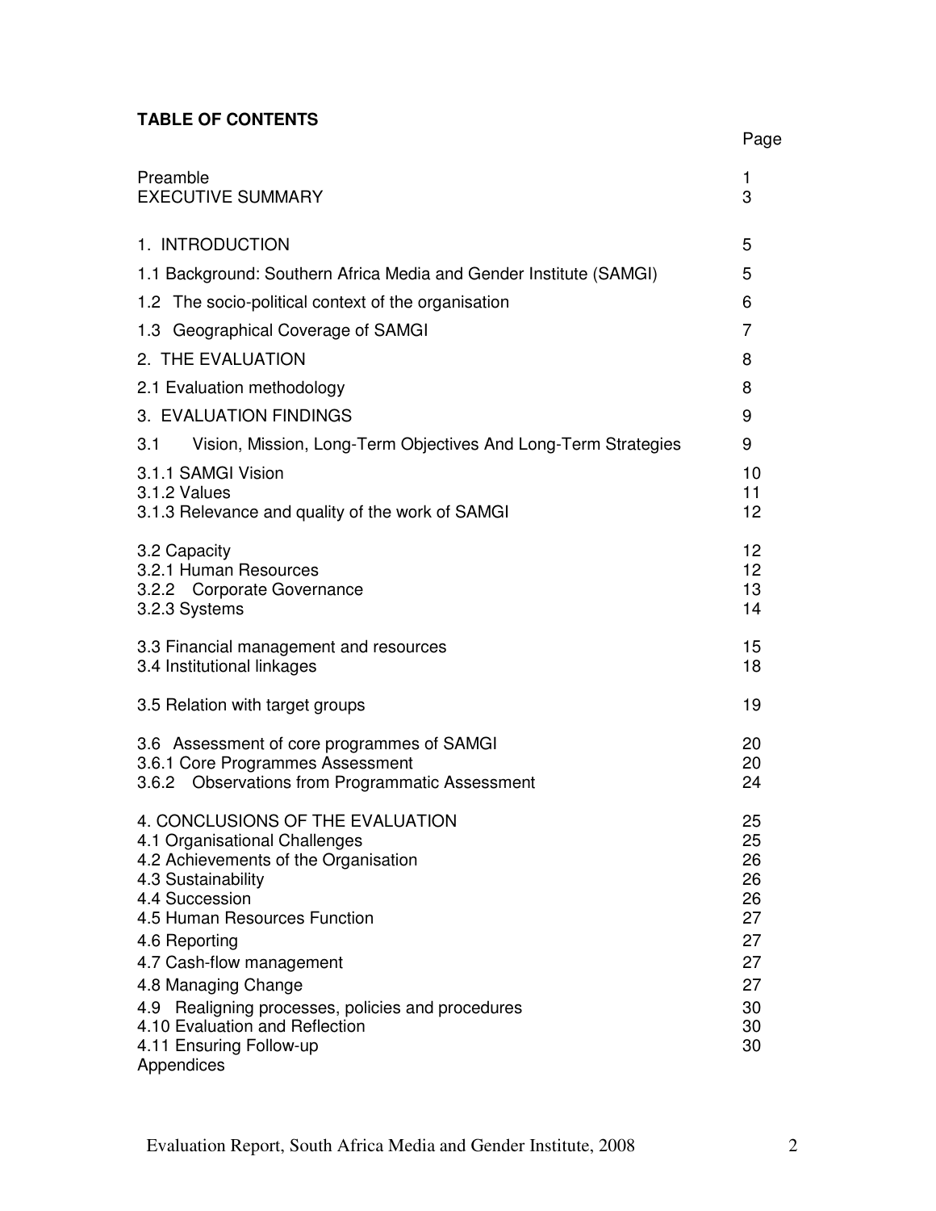**TABLE OF CONTENTS**

| | Page |
|---|---|
| Preamble | 1 |
| EXECUTIVE SUMMARY | 3 |
| 1. INTRODUCTION | 5 |
| 1.1 Background: Southern Africa Media and Gender Institute (SAMGI) | 5 |
| 1.2 The socio-political context of the organisation | 6 |
| 1.3 Geographical Coverage of SAMGI | 7 |
| 2. THE EVALUATION | 8 |
| 2.1 Evaluation methodology | 8 |
| 3. EVALUATION FINDINGS | 9 |
| 3.1 Vision, Mission, Long-Term Objectives And Long-Term Strategies | 9 |
| 3.1.1 SAMGI Vision | 10 |
| 3.1.2 Values | 11 |
| 3.1.3 Relevance and quality of the work of SAMGI | 12 |
| 3.2 Capacity | 12 |
| 3.2.1 Human Resources | 12 |
| 3.2.2 Corporate Governance | 13 |
| 3.2.3 Systems | 14 |
| 3.3 Financial management and resources | 15 |
| 3.4 Institutional linkages | 18 |
| 3.5 Relation with target groups | 19 |
| 3.6 Assessment of core programmes of SAMGI | 20 |
| 3.6.1 Core Programmes Assessment | 20 |
| 3.6.2 Observations from Programmatic Assessment | 24 |
| 4. CONCLUSIONS OF THE EVALUATION | 25 |
| 4.1 Organisational Challenges | 25 |
| 4.2 Achievements of the Organisation | 26 |
| 4.3 Sustainability | 26 |
| 4.4 Succession | 26 |
| 4.5 Human Resources Function | 27 |
| 4.6 Reporting | 27 |
| 4.7 Cash-flow management | 27 |
| 4.8 Managing Change | 27 |
| 4.9 Realigning processes, policies and procedures | 30 |
| 4.10 Evaluation and Reflection | 30 |
| 4.11 Ensuring Follow-up | 30 |
| Appendices | |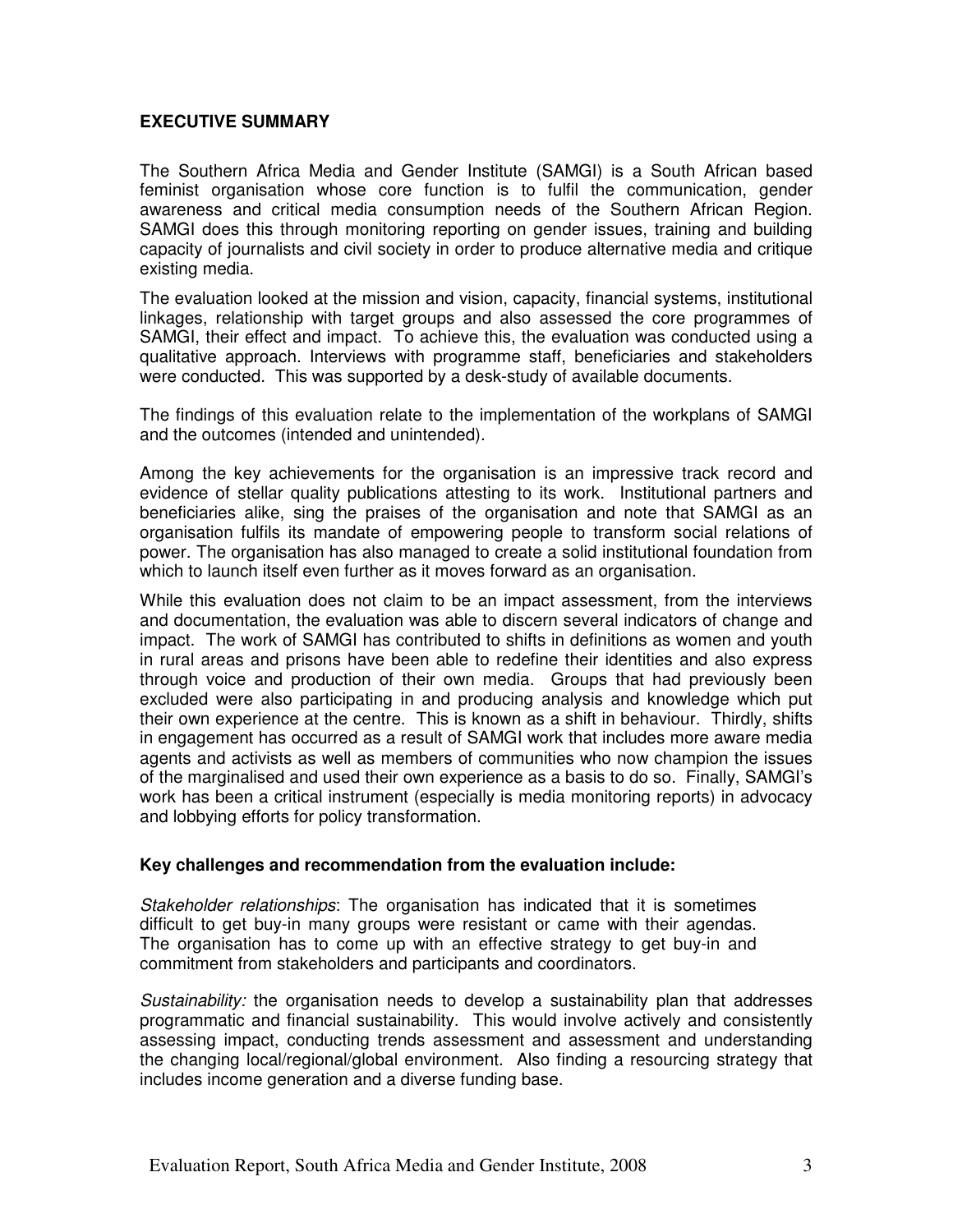## EXECUTIVE SUMMARY

The Southern Africa Media and Gender Institute (SAMGI) is a South African based feminist organisation whose core function is to fulfil the communication, gender awareness and critical media consumption needs of the Southern African Region. SAMGI does this through monitoring reporting on gender issues, training and building capacity of journalists and civil society in order to produce alternative media and critique existing media.

The evaluation looked at the mission and vision, capacity, financial systems, institutional linkages, relationship with target groups and also assessed the core programmes of SAMGI, their effect and impact. To achieve this, the evaluation was conducted using a qualitative approach. Interviews with programme staff, beneficiaries and stakeholders were conducted. This was supported by a desk-study of available documents.

The findings of this evaluation relate to the implementation of the workplans of SAMGI and the outcomes (intended and unintended).

Among the key achievements for the organisation is an impressive track record and evidence of stellar quality publications attesting to its work. Institutional partners and beneficiaries alike, sing the praises of the organisation and note that SAMGI as an organisation fulfils its mandate of empowering people to transform social relations of power. The organisation has also managed to create a solid institutional foundation from which to launch itself even further as it moves forward as an organisation.

While this evaluation does not claim to be an impact assessment, from the interviews and documentation, the evaluation was able to discern several indicators of change and impact. The work of SAMGI has contributed to shifts in definitions as women and youth in rural areas and prisons have been able to redefine their identities and also express through voice and production of their own media. Groups that had previously been excluded were also participating in and producing analysis and knowledge which put their own experience at the centre. This is known as a shift in behaviour. Thirdly, shifts in engagement has occurred as a result of SAMGI work that includes more aware media agents and activists as well as members of communities who now champion the issues of the marginalised and used their own experience as a basis to do so. Finally, SAMGI's work has been a critical instrument (especially is media monitoring reports) in advocacy and lobbying efforts for policy transformation.

### Key challenges and recommendation from the evaluation include:

*Stakeholder relationships*: The organisation has indicated that it is sometimes difficult to get buy-in many groups were resistant or came with their agendas. The organisation has to come up with an effective strategy to get buy-in and commitment from stakeholders and participants and coordinators.

*Sustainability:* the organisation needs to develop a sustainability plan that addresses programmatic and financial sustainability. This would involve actively and consistently assessing impact, conducting trends assessment and assessment and understanding the changing local/regional/global environment. Also finding a resourcing strategy that includes income generation and a diverse funding base.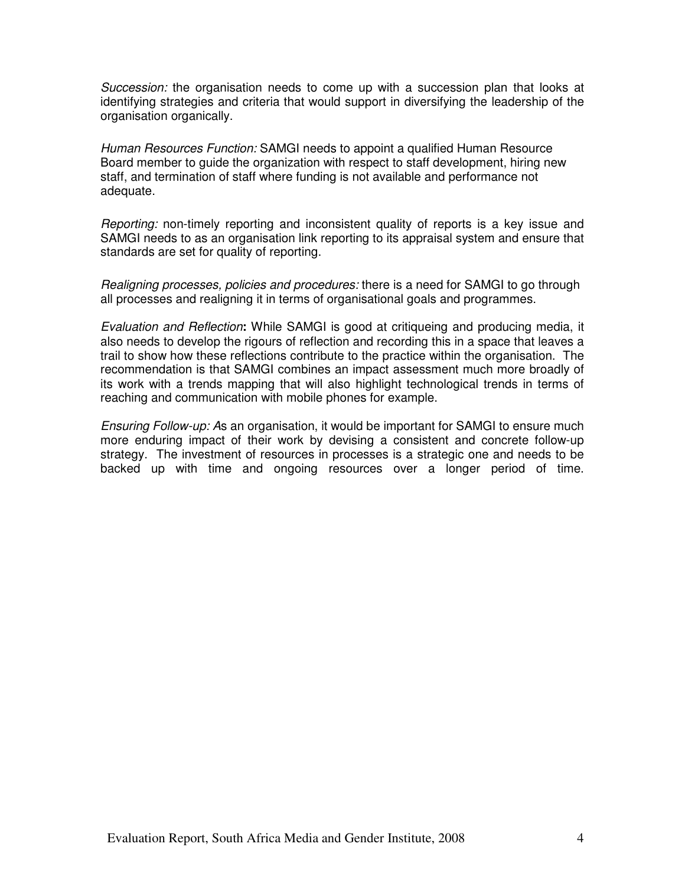*Succession:* the organisation needs to come up with a succession plan that looks at identifying strategies and criteria that would support in diversifying the leadership of the organisation organically.

*Human Resources Function:* SAMGI needs to appoint a qualified Human Resource Board member to guide the organization with respect to staff development, hiring new staff, and termination of staff where funding is not available and performance not adequate.

*Reporting:* non-timely reporting and inconsistent quality of reports is a key issue and SAMGI needs to as an organisation link reporting to its appraisal system and ensure that standards are set for quality of reporting.

*Realigning processes, policies and procedures:* there is a need for SAMGI to go through all processes and realigning it in terms of organisational goals and programmes.

*Evaluation and Reflection***:** While SAMGI is good at critiqueing and producing media, it also needs to develop the rigours of reflection and recording this in a space that leaves a trail to show how these reflections contribute to the practice within the organisation. The recommendation is that SAMGI combines an impact assessment much more broadly of its work with a trends mapping that will also highlight technological trends in terms of reaching and communication with mobile phones for example.

*Ensuring Follow-up: A*s an organisation, it would be important for SAMGI to ensure much more enduring impact of their work by devising a consistent and concrete follow-up strategy. The investment of resources in processes is a strategic one and needs to be backed up with time and ongoing resources over a longer period of time.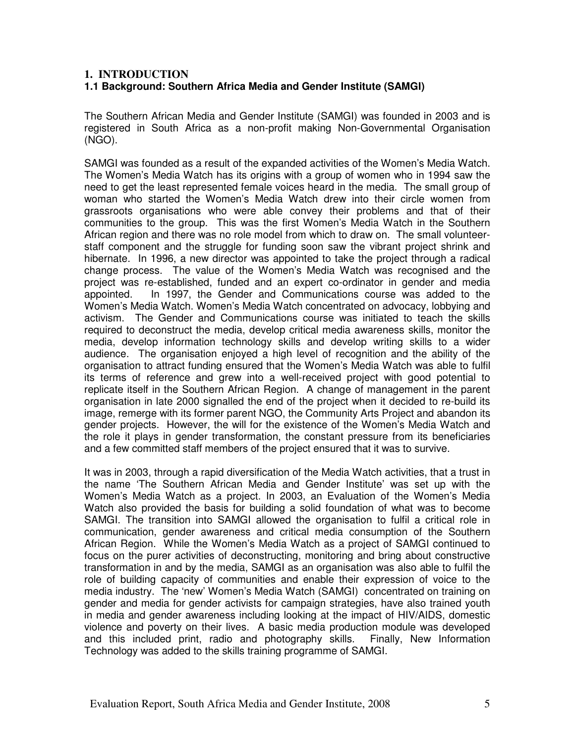## 1. INTRODUCTION

### 1.1 Background: Southern Africa Media and Gender Institute (SAMGI)

The Southern African Media and Gender Institute (SAMGI) was founded in 2003 and is registered in South Africa as a non-profit making Non-Governmental Organisation (NGO).

SAMGI was founded as a result of the expanded activities of the Women's Media Watch. The Women's Media Watch has its origins with a group of women who in 1994 saw the need to get the least represented female voices heard in the media. The small group of woman who started the Women's Media Watch drew into their circle women from grassroots organisations who were able convey their problems and that of their communities to the group. This was the first Women's Media Watch in the Southern African region and there was no role model from which to draw on. The small volunteer-staff component and the struggle for funding soon saw the vibrant project shrink and hibernate. In 1996, a new director was appointed to take the project through a radical change process. The value of the Women's Media Watch was recognised and the project was re-established, funded and an expert co-ordinator in gender and media appointed. In 1997, the Gender and Communications course was added to the Women's Media Watch. Women's Media Watch concentrated on advocacy, lobbying and activism. The Gender and Communications course was initiated to teach the skills required to deconstruct the media, develop critical media awareness skills, monitor the media, develop information technology skills and develop writing skills to a wider audience. The organisation enjoyed a high level of recognition and the ability of the organisation to attract funding ensured that the Women's Media Watch was able to fulfil its terms of reference and grew into a well-received project with good potential to replicate itself in the Southern African Region. A change of management in the parent organisation in late 2000 signalled the end of the project when it decided to re-build its image, remerge with its former parent NGO, the Community Arts Project and abandon its gender projects. However, the will for the existence of the Women's Media Watch and the role it plays in gender transformation, the constant pressure from its beneficiaries and a few committed staff members of the project ensured that it was to survive.

It was in 2003, through a rapid diversification of the Media Watch activities, that a trust in the name 'The Southern African Media and Gender Institute' was set up with the Women's Media Watch as a project. In 2003, an Evaluation of the Women's Media Watch also provided the basis for building a solid foundation of what was to become SAMGI. The transition into SAMGI allowed the organisation to fulfil a critical role in communication, gender awareness and critical media consumption of the Southern African Region. While the Women's Media Watch as a project of SAMGI continued to focus on the purer activities of deconstructing, monitoring and bring about constructive transformation in and by the media, SAMGI as an organisation was also able to fulfil the role of building capacity of communities and enable their expression of voice to the media industry. The 'new' Women's Media Watch (SAMGI) concentrated on training on gender and media for gender activists for campaign strategies, have also trained youth in media and gender awareness including looking at the impact of HIV/AIDS, domestic violence and poverty on their lives. A basic media production module was developed and this included print, radio and photography skills. Finally, New Information Technology was added to the skills training programme of SAMGI.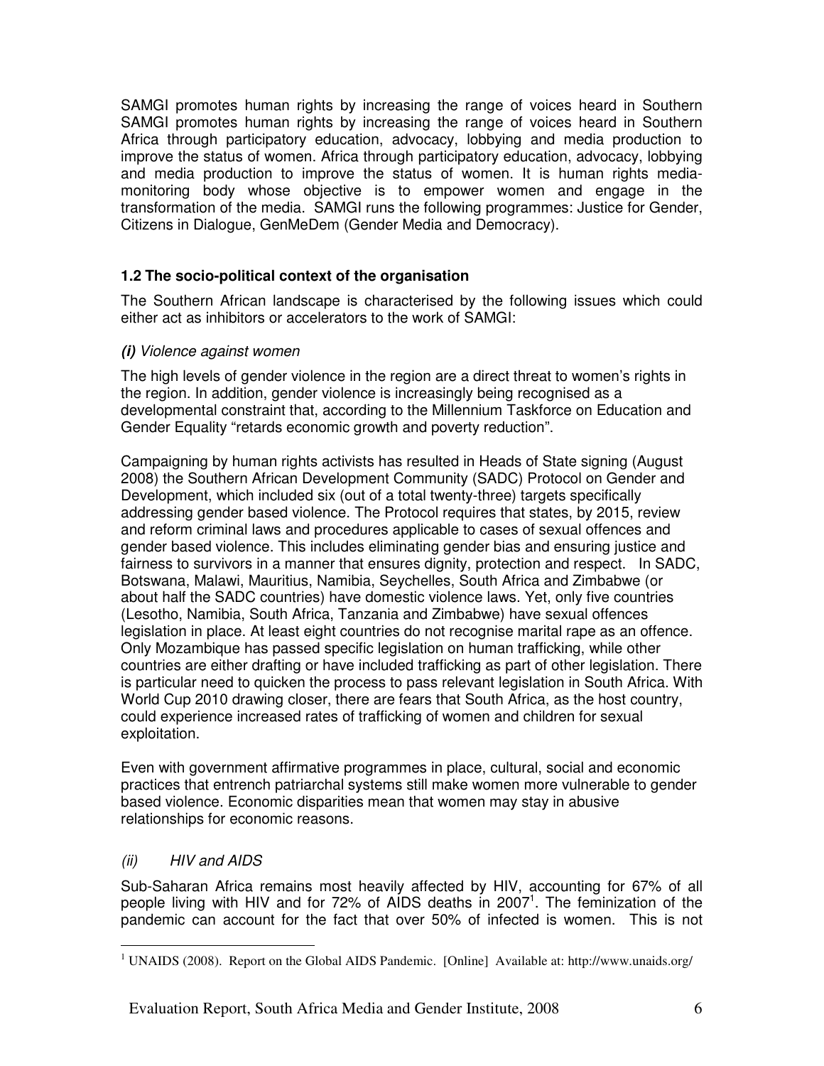SAMGI promotes human rights by increasing the range of voices heard in Southern SAMGI promotes human rights by increasing the range of voices heard in Southern Africa through participatory education, advocacy, lobbying and media production to improve the status of women. Africa through participatory education, advocacy, lobbying and media production to improve the status of women. It is human rights media-monitoring body whose objective is to empower women and engage in the transformation of the media. SAMGI runs the following programmes: Justice for Gender, Citizens in Dialogue, GenMeDem (Gender Media and Democracy).

### 1.2 The socio-political context of the organisation

The Southern African landscape is characterised by the following issues which could either act as inhibitors or accelerators to the work of SAMGI:

***(i)** Violence against women*

The high levels of gender violence in the region are a direct threat to women's rights in the region. In addition, gender violence is increasingly being recognised as a developmental constraint that, according to the Millennium Taskforce on Education and Gender Equality "retards economic growth and poverty reduction".

Campaigning by human rights activists has resulted in Heads of State signing (August 2008) the Southern African Development Community (SADC) Protocol on Gender and Development, which included six (out of a total twenty-three) targets specifically addressing gender based violence. The Protocol requires that states, by 2015, review and reform criminal laws and procedures applicable to cases of sexual offences and gender based violence. This includes eliminating gender bias and ensuring justice and fairness to survivors in a manner that ensures dignity, protection and respect. In SADC, Botswana, Malawi, Mauritius, Namibia, Seychelles, South Africa and Zimbabwe (or about half the SADC countries) have domestic violence laws. Yet, only five countries (Lesotho, Namibia, South Africa, Tanzania and Zimbabwe) have sexual offences legislation in place. At least eight countries do not recognise marital rape as an offence. Only Mozambique has passed specific legislation on human trafficking, while other countries are either drafting or have included trafficking as part of other legislation. There is particular need to quicken the process to pass relevant legislation in South Africa. With World Cup 2010 drawing closer, there are fears that South Africa, as the host country, could experience increased rates of trafficking of women and children for sexual exploitation.

Even with government affirmative programmes in place, cultural, social and economic practices that entrench patriarchal systems still make women more vulnerable to gender based violence. Economic disparities mean that women may stay in abusive relationships for economic reasons.

*(ii) HIV and AIDS*

Sub-Saharan Africa remains most heavily affected by HIV, accounting for 67% of all people living with HIV and for 72% of AIDS deaths in 2007[1]. The feminization of the pandemic can account for the fact that over 50% of infected is women. This is not

[1] UNAIDS (2008). Report on the Global AIDS Pandemic. [Online] Available at: http://www.unaids.org/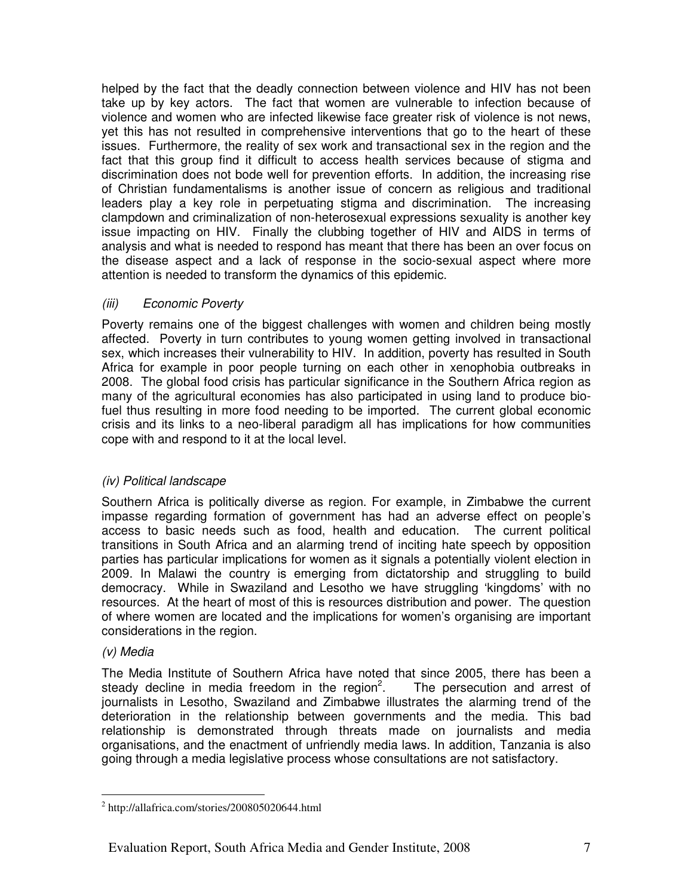helped by the fact that the deadly connection between violence and HIV has not been take up by key actors. The fact that women are vulnerable to infection because of violence and women who are infected likewise face greater risk of violence is not news, yet this has not resulted in comprehensive interventions that go to the heart of these issues. Furthermore, the reality of sex work and transactional sex in the region and the fact that this group find it difficult to access health services because of stigma and discrimination does not bode well for prevention efforts. In addition, the increasing rise of Christian fundamentalisms is another issue of concern as religious and traditional leaders play a key role in perpetuating stigma and discrimination. The increasing clampdown and criminalization of non-heterosexual expressions sexuality is another key issue impacting on HIV. Finally the clubbing together of HIV and AIDS in terms of analysis and what is needed to respond has meant that there has been an over focus on the disease aspect and a lack of response in the socio-sexual aspect where more attention is needed to transform the dynamics of this epidemic.

*(iii) Economic Poverty*

Poverty remains one of the biggest challenges with women and children being mostly affected. Poverty in turn contributes to young women getting involved in transactional sex, which increases their vulnerability to HIV. In addition, poverty has resulted in South Africa for example in poor people turning on each other in xenophobia outbreaks in 2008. The global food crisis has particular significance in the Southern Africa region as many of the agricultural economies has also participated in using land to produce bio-fuel thus resulting in more food needing to be imported. The current global economic crisis and its links to a neo-liberal paradigm all has implications for how communities cope with and respond to it at the local level.

*(iv) Political landscape*

Southern Africa is politically diverse as region. For example, in Zimbabwe the current impasse regarding formation of government has had an adverse effect on people's access to basic needs such as food, health and education. The current political transitions in South Africa and an alarming trend of inciting hate speech by opposition parties has particular implications for women as it signals a potentially violent election in 2009. In Malawi the country is emerging from dictatorship and struggling to build democracy. While in Swaziland and Lesotho we have struggling 'kingdoms' with no resources. At the heart of most of this is resources distribution and power. The question of where women are located and the implications for women's organising are important considerations in the region.

*(v) Media*

The Media Institute of Southern Africa have noted that since 2005, there has been a steady decline in media freedom in the region[2]. The persecution and arrest of journalists in Lesotho, Swaziland and Zimbabwe illustrates the alarming trend of the deterioration in the relationship between governments and the media. This bad relationship is demonstrated through threats made on journalists and media organisations, and the enactment of unfriendly media laws. In addition, Tanzania is also going through a media legislative process whose consultations are not satisfactory.

[2] http://allafrica.com/stories/200805020644.html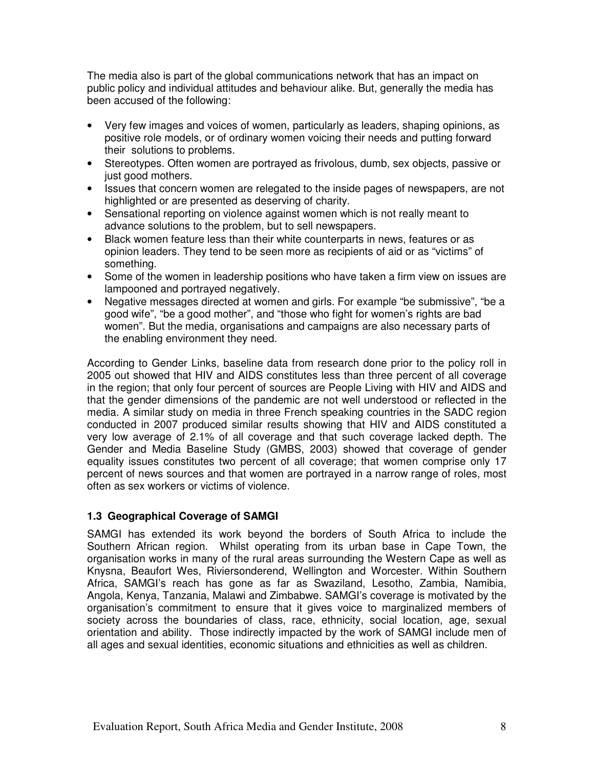The media also is part of the global communications network that has an impact on public policy and individual attitudes and behaviour alike. But, generally the media has been accused of the following:

- Very few images and voices of women, particularly as leaders, shaping opinions, as positive role models, or of ordinary women voicing their needs and putting forward their solutions to problems.
- Stereotypes. Often women are portrayed as frivolous, dumb, sex objects, passive or just good mothers.
- Issues that concern women are relegated to the inside pages of newspapers, are not highlighted or are presented as deserving of charity.
- Sensational reporting on violence against women which is not really meant to advance solutions to the problem, but to sell newspapers.
- Black women feature less than their white counterparts in news, features or as opinion leaders. They tend to be seen more as recipients of aid or as "victims" of something.
- Some of the women in leadership positions who have taken a firm view on issues are lampooned and portrayed negatively.
- Negative messages directed at women and girls. For example "be submissive", "be a good wife", "be a good mother", and "those who fight for women's rights are bad women". But the media, organisations and campaigns are also necessary parts of the enabling environment they need.

According to Gender Links, baseline data from research done prior to the policy roll in 2005 out showed that HIV and AIDS constitutes less than three percent of all coverage in the region; that only four percent of sources are People Living with HIV and AIDS and that the gender dimensions of the pandemic are not well understood or reflected in the media. A similar study on media in three French speaking countries in the SADC region conducted in 2007 produced similar results showing that HIV and AIDS constituted a very low average of 2.1% of all coverage and that such coverage lacked depth. The Gender and Media Baseline Study (GMBS, 2003) showed that coverage of gender equality issues constitutes two percent of all coverage; that women comprise only 17 percent of news sources and that women are portrayed in a narrow range of roles, most often as sex workers or victims of violence.

### 1.3 Geographical Coverage of SAMGI

SAMGI has extended its work beyond the borders of South Africa to include the Southern African region. Whilst operating from its urban base in Cape Town, the organisation works in many of the rural areas surrounding the Western Cape as well as Knysna, Beaufort Wes, Riviersonderend, Wellington and Worcester. Within Southern Africa, SAMGI's reach has gone as far as Swaziland, Lesotho, Zambia, Namibia, Angola, Kenya, Tanzania, Malawi and Zimbabwe. SAMGI's coverage is motivated by the organisation's commitment to ensure that it gives voice to marginalized members of society across the boundaries of class, race, ethnicity, social location, age, sexual orientation and ability. Those indirectly impacted by the work of SAMGI include men of all ages and sexual identities, economic situations and ethnicities as well as children.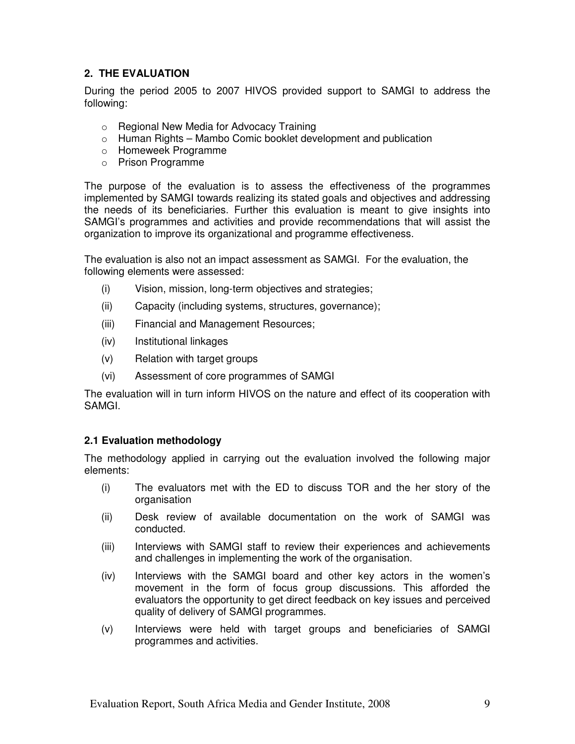## 2. THE EVALUATION

During the period 2005 to 2007 HIVOS provided support to SAMGI to address the following:

- Regional New Media for Advocacy Training
- Human Rights – Mambo Comic booklet development and publication
- Homeweek Programme
- Prison Programme

The purpose of the evaluation is to assess the effectiveness of the programmes implemented by SAMGI towards realizing its stated goals and objectives and addressing the needs of its beneficiaries. Further this evaluation is meant to give insights into SAMGI's programmes and activities and provide recommendations that will assist the organization to improve its organizational and programme effectiveness.

The evaluation is also not an impact assessment as SAMGI. For the evaluation, the following elements were assessed:

(i) Vision, mission, long-term objectives and strategies;

(ii) Capacity (including systems, structures, governance);

(iii) Financial and Management Resources;

(iv) Institutional linkages

(v) Relation with target groups

(vi) Assessment of core programmes of SAMGI

The evaluation will in turn inform HIVOS on the nature and effect of its cooperation with SAMGI.

### 2.1 Evaluation methodology

The methodology applied in carrying out the evaluation involved the following major elements:

(i) The evaluators met with the ED to discuss TOR and the her story of the organisation

(ii) Desk review of available documentation on the work of SAMGI was conducted.

(iii) Interviews with SAMGI staff to review their experiences and achievements and challenges in implementing the work of the organisation.

(iv) Interviews with the SAMGI board and other key actors in the women's movement in the form of focus group discussions. This afforded the evaluators the opportunity to get direct feedback on key issues and perceived quality of delivery of SAMGI programmes.

(v) Interviews were held with target groups and beneficiaries of SAMGI programmes and activities.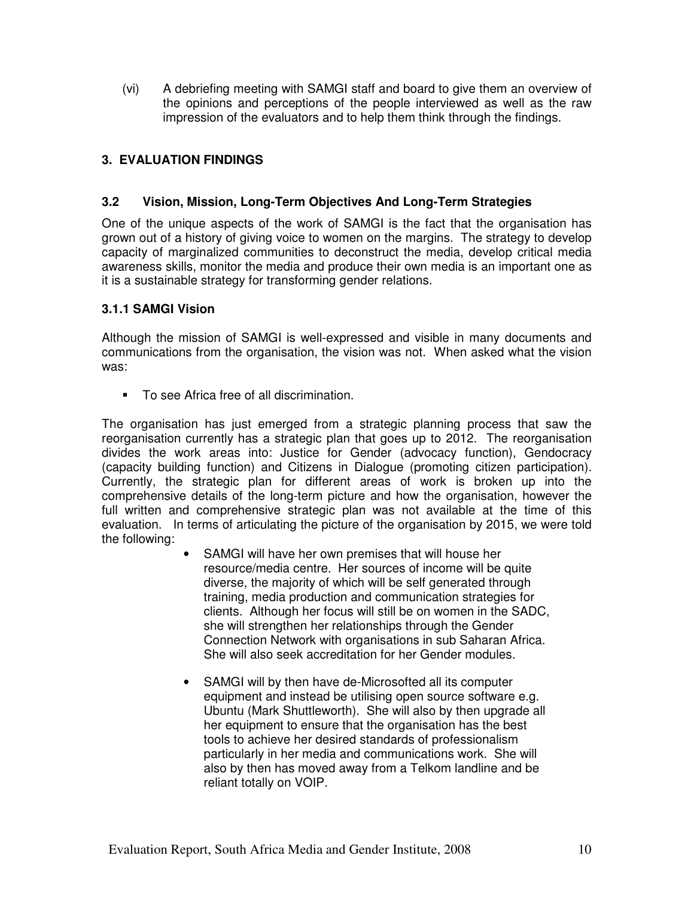(vi) A debriefing meeting with SAMGI staff and board to give them an overview of the opinions and perceptions of the people interviewed as well as the raw impression of the evaluators and to help them think through the findings.

## 3. EVALUATION FINDINGS

### 3.2 Vision, Mission, Long-Term Objectives And Long-Term Strategies

One of the unique aspects of the work of SAMGI is the fact that the organisation has grown out of a history of giving voice to women on the margins. The strategy to develop capacity of marginalized communities to deconstruct the media, develop critical media awareness skills, monitor the media and produce their own media is an important one as it is a sustainable strategy for transforming gender relations.

#### 3.1.1 SAMGI Vision

Although the mission of SAMGI is well-expressed and visible in many documents and communications from the organisation, the vision was not. When asked what the vision was:

- To see Africa free of all discrimination.

The organisation has just emerged from a strategic planning process that saw the reorganisation currently has a strategic plan that goes up to 2012. The reorganisation divides the work areas into: Justice for Gender (advocacy function), Gendocracy (capacity building function) and Citizens in Dialogue (promoting citizen participation). Currently, the strategic plan for different areas of work is broken up into the comprehensive details of the long-term picture and how the organisation, however the full written and comprehensive strategic plan was not available at the time of this evaluation. In terms of articulating the picture of the organisation by 2015, we were told the following:

- SAMGI will have her own premises that will house her resource/media centre. Her sources of income will be quite diverse, the majority of which will be self generated through training, media production and communication strategies for clients. Although her focus will still be on women in the SADC, she will strengthen her relationships through the Gender Connection Network with organisations in sub Saharan Africa. She will also seek accreditation for her Gender modules.

- SAMGI will by then have de-Microsofted all its computer equipment and instead be utilising open source software e.g. Ubuntu (Mark Shuttleworth). She will also by then upgrade all her equipment to ensure that the organisation has the best tools to achieve her desired standards of professionalism particularly in her media and communications work. She will also by then has moved away from a Telkom landline and be reliant totally on VOIP.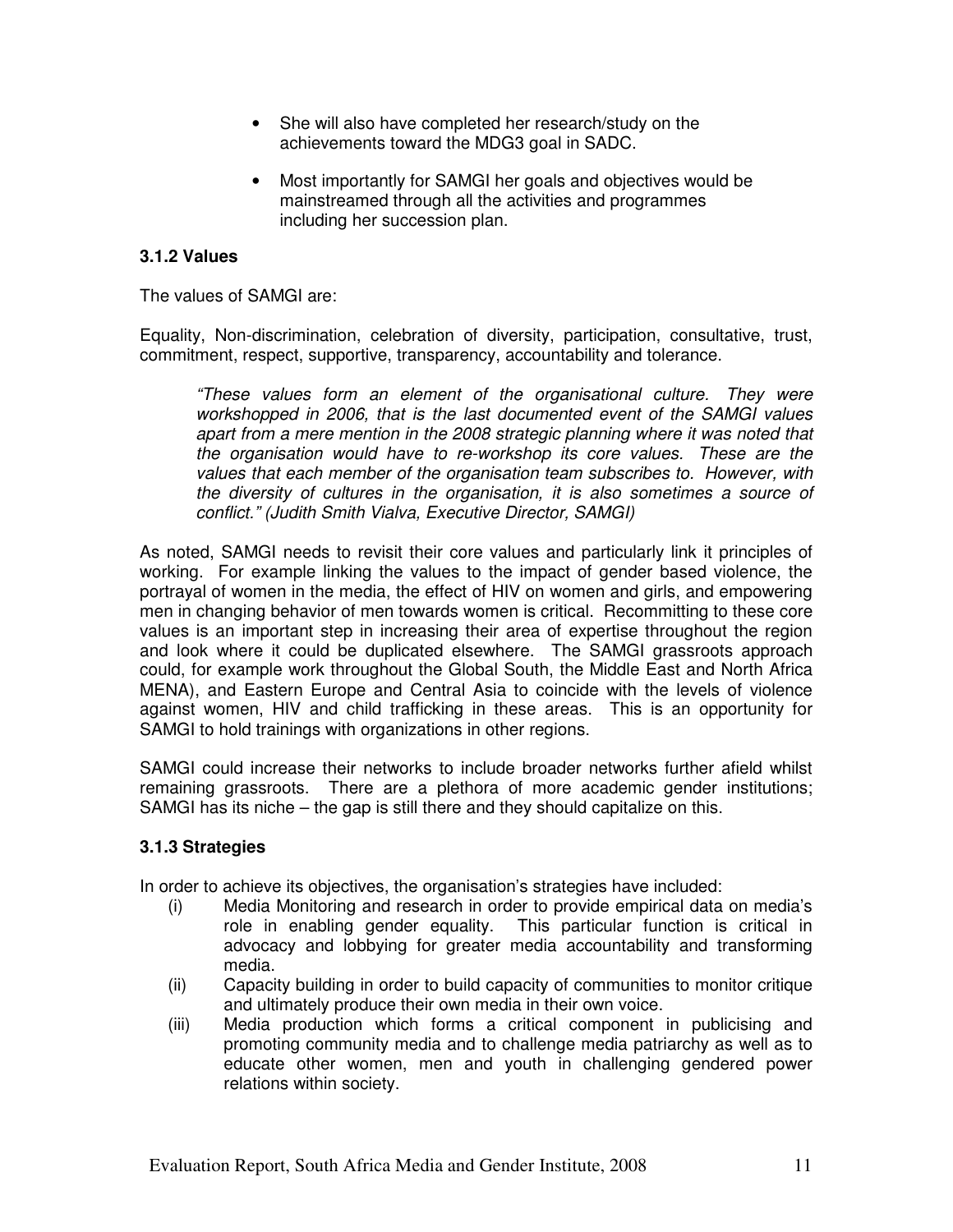- She will also have completed her research/study on the achievements toward the MDG3 goal in SADC.
- Most importantly for SAMGI her goals and objectives would be mainstreamed through all the activities and programmes including her succession plan.

### 3.1.2 Values

The values of SAMGI are:

Equality, Non-discrimination, celebration of diversity, participation, consultative, trust, commitment, respect, supportive, transparency, accountability and tolerance.

> *"These values form an element of the organisational culture. They were workshopped in 2006, that is the last documented event of the SAMGI values apart from a mere mention in the 2008 strategic planning where it was noted that the organisation would have to re-workshop its core values. These are the values that each member of the organisation team subscribes to. However, with the diversity of cultures in the organisation, it is also sometimes a source of conflict." (Judith Smith Vialva, Executive Director, SAMGI)*

As noted, SAMGI needs to revisit their core values and particularly link it principles of working. For example linking the values to the impact of gender based violence, the portrayal of women in the media, the effect of HIV on women and girls, and empowering men in changing behavior of men towards women is critical. Recommitting to these core values is an important step in increasing their area of expertise throughout the region and look where it could be duplicated elsewhere. The SAMGI grassroots approach could, for example work throughout the Global South, the Middle East and North Africa MENA), and Eastern Europe and Central Asia to coincide with the levels of violence against women, HIV and child trafficking in these areas. This is an opportunity for SAMGI to hold trainings with organizations in other regions.

SAMGI could increase their networks to include broader networks further afield whilst remaining grassroots. There are a plethora of more academic gender institutions; SAMGI has its niche – the gap is still there and they should capitalize on this.

### 3.1.3 Strategies

In order to achieve its objectives, the organisation's strategies have included:

(i) Media Monitoring and research in order to provide empirical data on media's role in enabling gender equality. This particular function is critical in advocacy and lobbying for greater media accountability and transforming media.

(ii) Capacity building in order to build capacity of communities to monitor critique and ultimately produce their own media in their own voice.

(iii) Media production which forms a critical component in publicising and promoting community media and to challenge media patriarchy as well as to educate other women, men and youth in challenging gendered power relations within society.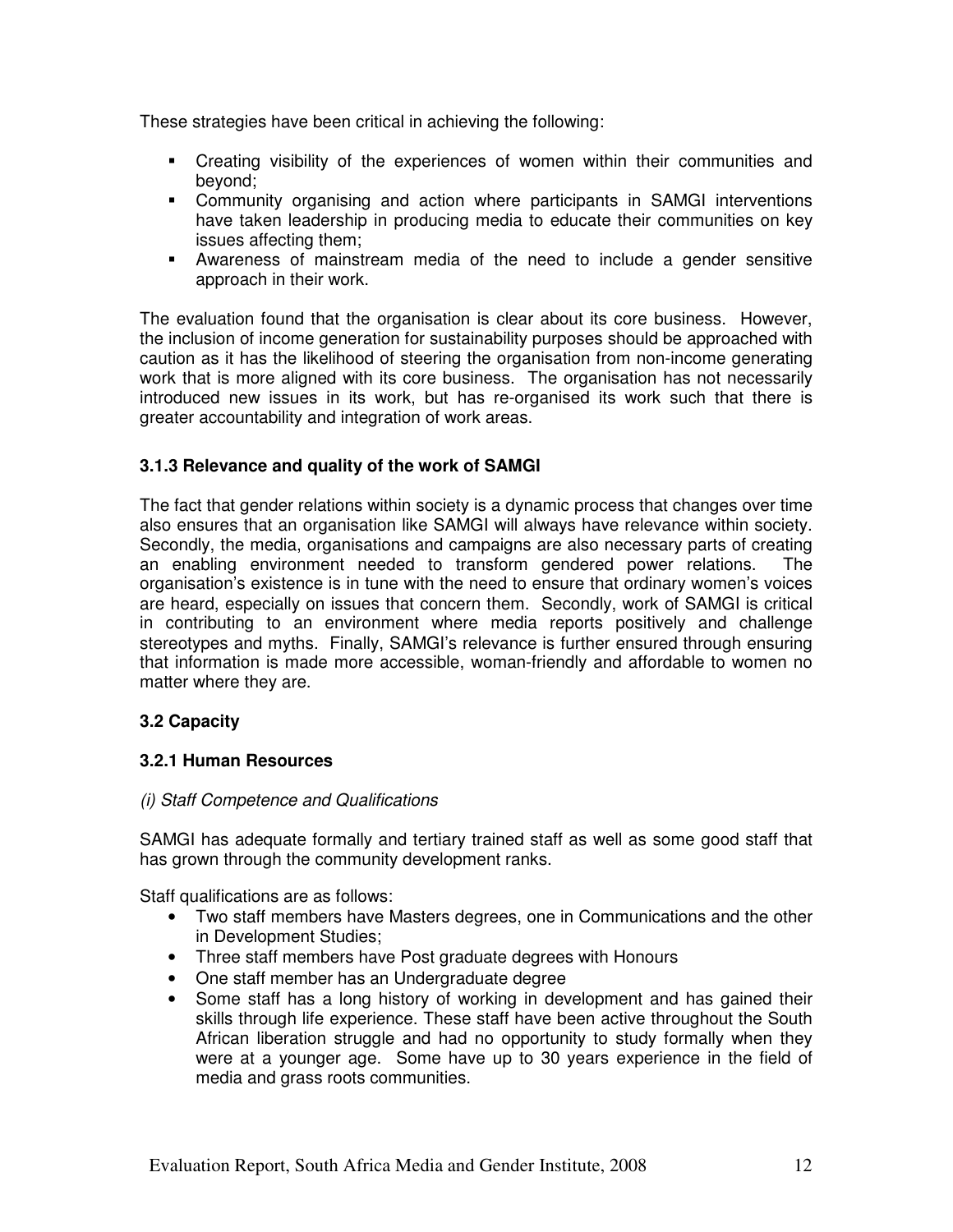These strategies have been critical in achieving the following:

- Creating visibility of the experiences of women within their communities and beyond;
- Community organising and action where participants in SAMGI interventions have taken leadership in producing media to educate their communities on key issues affecting them;
- Awareness of mainstream media of the need to include a gender sensitive approach in their work.

The evaluation found that the organisation is clear about its core business. However, the inclusion of income generation for sustainability purposes should be approached with caution as it has the likelihood of steering the organisation from non-income generating work that is more aligned with its core business. The organisation has not necessarily introduced new issues in its work, but has re-organised its work such that there is greater accountability and integration of work areas.

### 3.1.3 Relevance and quality of the work of SAMGI

The fact that gender relations within society is a dynamic process that changes over time also ensures that an organisation like SAMGI will always have relevance within society. Secondly, the media, organisations and campaigns are also necessary parts of creating an enabling environment needed to transform gendered power relations. The organisation's existence is in tune with the need to ensure that ordinary women's voices are heard, especially on issues that concern them. Secondly, work of SAMGI is critical in contributing to an environment where media reports positively and challenge stereotypes and myths. Finally, SAMGI's relevance is further ensured through ensuring that information is made more accessible, woman-friendly and affordable to women no matter where they are.

## 3.2 Capacity

### 3.2.1 Human Resources

*(i) Staff Competence and Qualifications*

SAMGI has adequate formally and tertiary trained staff as well as some good staff that has grown through the community development ranks.

Staff qualifications are as follows:

- Two staff members have Masters degrees, one in Communications and the other in Development Studies;
- Three staff members have Post graduate degrees with Honours
- One staff member has an Undergraduate degree
- Some staff has a long history of working in development and has gained their skills through life experience. These staff have been active throughout the South African liberation struggle and had no opportunity to study formally when they were at a younger age. Some have up to 30 years experience in the field of media and grass roots communities.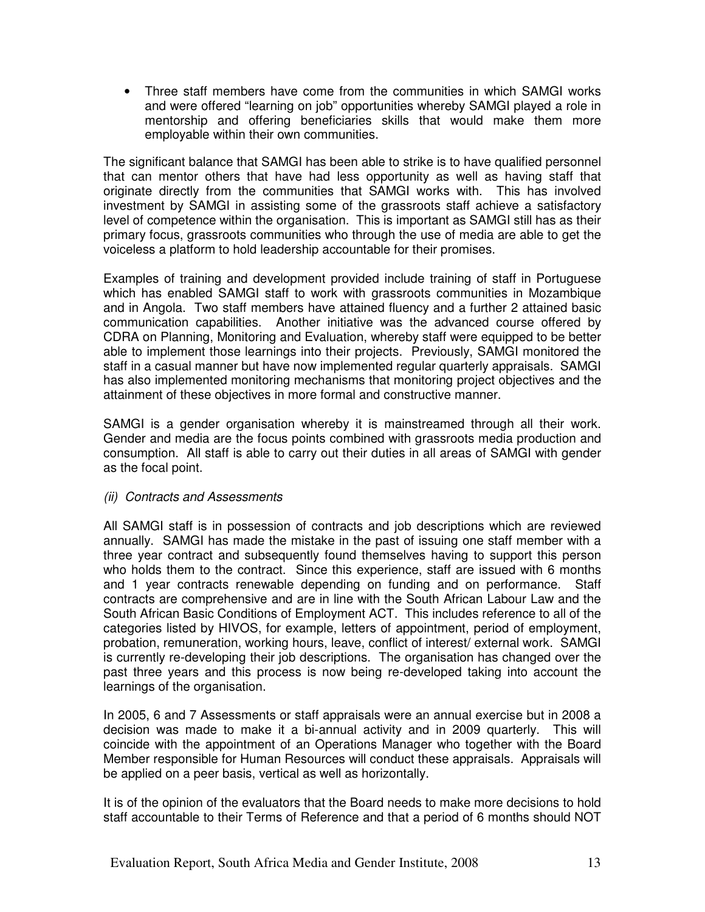- Three staff members have come from the communities in which SAMGI works and were offered "learning on job" opportunities whereby SAMGI played a role in mentorship and offering beneficiaries skills that would make them more employable within their own communities.

The significant balance that SAMGI has been able to strike is to have qualified personnel that can mentor others that have had less opportunity as well as having staff that originate directly from the communities that SAMGI works with. This has involved investment by SAMGI in assisting some of the grassroots staff achieve a satisfactory level of competence within the organisation. This is important as SAMGI still has as their primary focus, grassroots communities who through the use of media are able to get the voiceless a platform to hold leadership accountable for their promises.

Examples of training and development provided include training of staff in Portuguese which has enabled SAMGI staff to work with grassroots communities in Mozambique and in Angola. Two staff members have attained fluency and a further 2 attained basic communication capabilities. Another initiative was the advanced course offered by CDRA on Planning, Monitoring and Evaluation, whereby staff were equipped to be better able to implement those learnings into their projects. Previously, SAMGI monitored the staff in a casual manner but have now implemented regular quarterly appraisals. SAMGI has also implemented monitoring mechanisms that monitoring project objectives and the attainment of these objectives in more formal and constructive manner.

SAMGI is a gender organisation whereby it is mainstreamed through all their work. Gender and media are the focus points combined with grassroots media production and consumption. All staff is able to carry out their duties in all areas of SAMGI with gender as the focal point.

*(ii) Contracts and Assessments*

All SAMGI staff is in possession of contracts and job descriptions which are reviewed annually. SAMGI has made the mistake in the past of issuing one staff member with a three year contract and subsequently found themselves having to support this person who holds them to the contract. Since this experience, staff are issued with 6 months and 1 year contracts renewable depending on funding and on performance. Staff contracts are comprehensive and are in line with the South African Labour Law and the South African Basic Conditions of Employment ACT. This includes reference to all of the categories listed by HIVOS, for example, letters of appointment, period of employment, probation, remuneration, working hours, leave, conflict of interest/ external work. SAMGI is currently re-developing their job descriptions. The organisation has changed over the past three years and this process is now being re-developed taking into account the learnings of the organisation.

In 2005, 6 and 7 Assessments or staff appraisals were an annual exercise but in 2008 a decision was made to make it a bi-annual activity and in 2009 quarterly. This will coincide with the appointment of an Operations Manager who together with the Board Member responsible for Human Resources will conduct these appraisals. Appraisals will be applied on a peer basis, vertical as well as horizontally.

It is of the opinion of the evaluators that the Board needs to make more decisions to hold staff accountable to their Terms of Reference and that a period of 6 months should NOT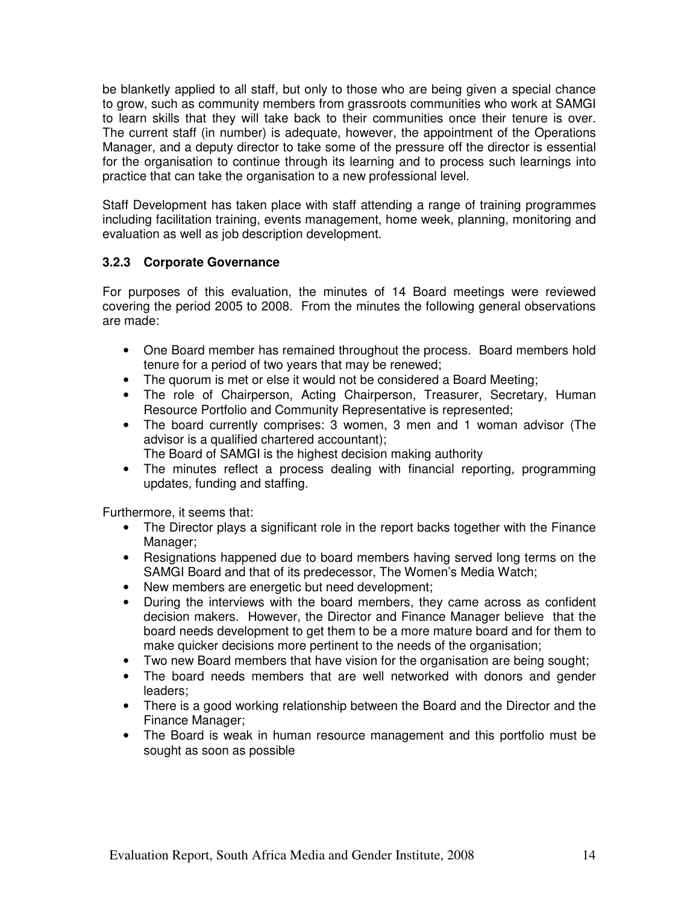be blanketly applied to all staff, but only to those who are being given a special chance to grow, such as community members from grassroots communities who work at SAMGI to learn skills that they will take back to their communities once their tenure is over. The current staff (in number) is adequate, however, the appointment of the Operations Manager, and a deputy director to take some of the pressure off the director is essential for the organisation to continue through its learning and to process such learnings into practice that can take the organisation to a new professional level.

Staff Development has taken place with staff attending a range of training programmes including facilitation training, events management, home week, planning, monitoring and evaluation as well as job description development.

### 3.2.3 Corporate Governance

For purposes of this evaluation, the minutes of 14 Board meetings were reviewed covering the period 2005 to 2008. From the minutes the following general observations are made:

- One Board member has remained throughout the process. Board members hold tenure for a period of two years that may be renewed;
- The quorum is met or else it would not be considered a Board Meeting;
- The role of Chairperson, Acting Chairperson, Treasurer, Secretary, Human Resource Portfolio and Community Representative is represented;
- The board currently comprises: 3 women, 3 men and 1 woman advisor (The advisor is a qualified chartered accountant);
  The Board of SAMGI is the highest decision making authority
- The minutes reflect a process dealing with financial reporting, programming updates, funding and staffing.

Furthermore, it seems that:

- The Director plays a significant role in the report backs together with the Finance Manager;
- Resignations happened due to board members having served long terms on the SAMGI Board and that of its predecessor, The Women's Media Watch;
- New members are energetic but need development;
- During the interviews with the board members, they came across as confident decision makers. However, the Director and Finance Manager believe that the board needs development to get them to be a more mature board and for them to make quicker decisions more pertinent to the needs of the organisation;
- Two new Board members that have vision for the organisation are being sought;
- The board needs members that are well networked with donors and gender leaders;
- There is a good working relationship between the Board and the Director and the Finance Manager;
- The Board is weak in human resource management and this portfolio must be sought as soon as possible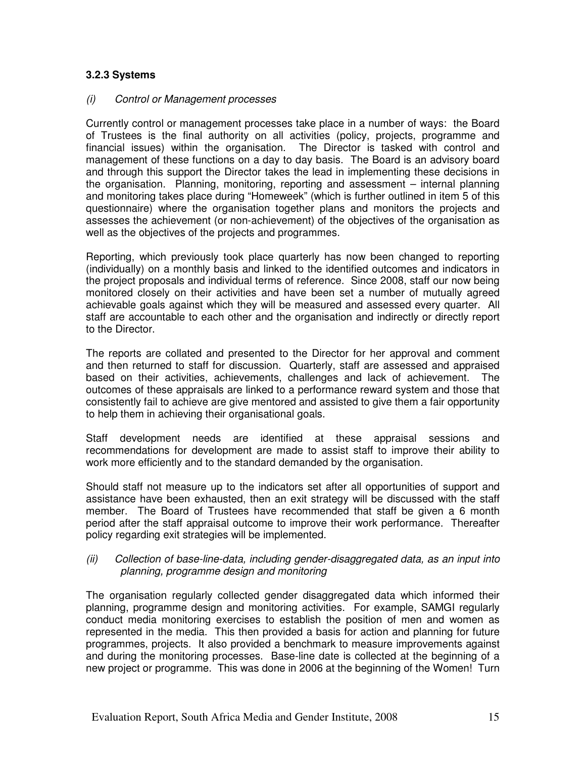### 3.2.3 Systems

*(i) Control or Management processes*

Currently control or management processes take place in a number of ways: the Board of Trustees is the final authority on all activities (policy, projects, programme and financial issues) within the organisation. The Director is tasked with control and management of these functions on a day to day basis. The Board is an advisory board and through this support the Director takes the lead in implementing these decisions in the organisation. Planning, monitoring, reporting and assessment – internal planning and monitoring takes place during "Homeweek" (which is further outlined in item 5 of this questionnaire) where the organisation together plans and monitors the projects and assesses the achievement (or non-achievement) of the objectives of the organisation as well as the objectives of the projects and programmes.

Reporting, which previously took place quarterly has now been changed to reporting (individually) on a monthly basis and linked to the identified outcomes and indicators in the project proposals and individual terms of reference. Since 2008, staff our now being monitored closely on their activities and have been set a number of mutually agreed achievable goals against which they will be measured and assessed every quarter. All staff are accountable to each other and the organisation and indirectly or directly report to the Director.

The reports are collated and presented to the Director for her approval and comment and then returned to staff for discussion. Quarterly, staff are assessed and appraised based on their activities, achievements, challenges and lack of achievement. The outcomes of these appraisals are linked to a performance reward system and those that consistently fail to achieve are give mentored and assisted to give them a fair opportunity to help them in achieving their organisational goals.

Staff development needs are identified at these appraisal sessions and recommendations for development are made to assist staff to improve their ability to work more efficiently and to the standard demanded by the organisation.

Should staff not measure up to the indicators set after all opportunities of support and assistance have been exhausted, then an exit strategy will be discussed with the staff member. The Board of Trustees have recommended that staff be given a 6 month period after the staff appraisal outcome to improve their work performance. Thereafter policy regarding exit strategies will be implemented.

*(ii) Collection of base-line-data, including gender-disaggregated data, as an input into planning, programme design and monitoring*

The organisation regularly collected gender disaggregated data which informed their planning, programme design and monitoring activities. For example, SAMGI regularly conduct media monitoring exercises to establish the position of men and women as represented in the media. This then provided a basis for action and planning for future programmes, projects. It also provided a benchmark to measure improvements against and during the monitoring processes. Base-line date is collected at the beginning of a new project or programme. This was done in 2006 at the beginning of the Women! Turn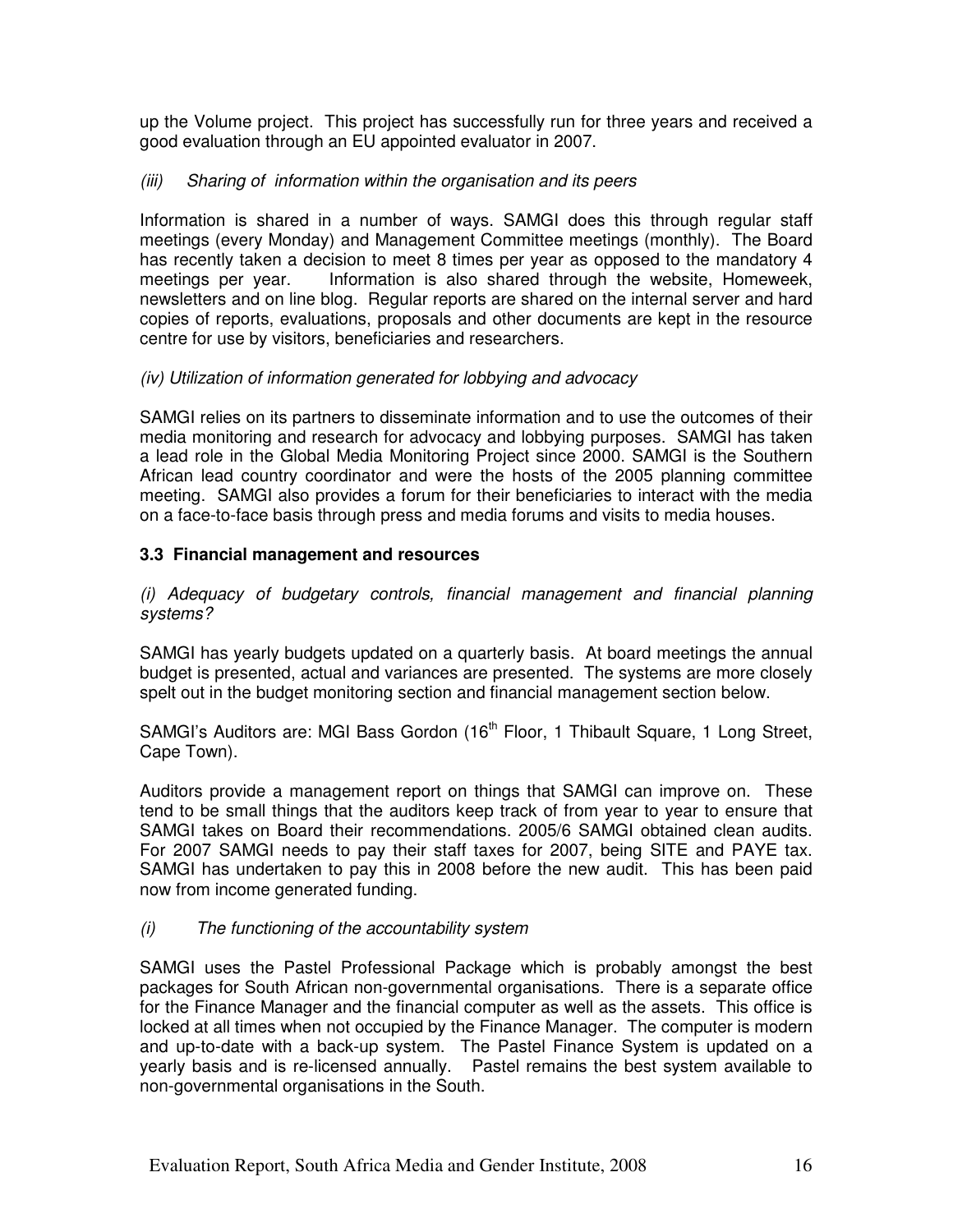up the Volume project. This project has successfully run for three years and received a good evaluation through an EU appointed evaluator in 2007.

*(iii) Sharing of information within the organisation and its peers*

Information is shared in a number of ways. SAMGI does this through regular staff meetings (every Monday) and Management Committee meetings (monthly). The Board has recently taken a decision to meet 8 times per year as opposed to the mandatory 4 meetings per year. Information is also shared through the website, Homeweek, newsletters and on line blog. Regular reports are shared on the internal server and hard copies of reports, evaluations, proposals and other documents are kept in the resource centre for use by visitors, beneficiaries and researchers.

*(iv) Utilization of information generated for lobbying and advocacy*

SAMGI relies on its partners to disseminate information and to use the outcomes of their media monitoring and research for advocacy and lobbying purposes. SAMGI has taken a lead role in the Global Media Monitoring Project since 2000. SAMGI is the Southern African lead country coordinator and were the hosts of the 2005 planning committee meeting. SAMGI also provides a forum for their beneficiaries to interact with the media on a face-to-face basis through press and media forums and visits to media houses.

### 3.3 Financial management and resources

*(i) Adequacy of budgetary controls, financial management and financial planning systems?*

SAMGI has yearly budgets updated on a quarterly basis. At board meetings the annual budget is presented, actual and variances are presented. The systems are more closely spelt out in the budget monitoring section and financial management section below.

SAMGI's Auditors are: MGI Bass Gordon (16th Floor, 1 Thibault Square, 1 Long Street, Cape Town).

Auditors provide a management report on things that SAMGI can improve on. These tend to be small things that the auditors keep track of from year to year to ensure that SAMGI takes on Board their recommendations. 2005/6 SAMGI obtained clean audits. For 2007 SAMGI needs to pay their staff taxes for 2007, being SITE and PAYE tax. SAMGI has undertaken to pay this in 2008 before the new audit. This has been paid now from income generated funding.

*(i) The functioning of the accountability system*

SAMGI uses the Pastel Professional Package which is probably amongst the best packages for South African non-governmental organisations. There is a separate office for the Finance Manager and the financial computer as well as the assets. This office is locked at all times when not occupied by the Finance Manager. The computer is modern and up-to-date with a back-up system. The Pastel Finance System is updated on a yearly basis and is re-licensed annually. Pastel remains the best system available to non-governmental organisations in the South.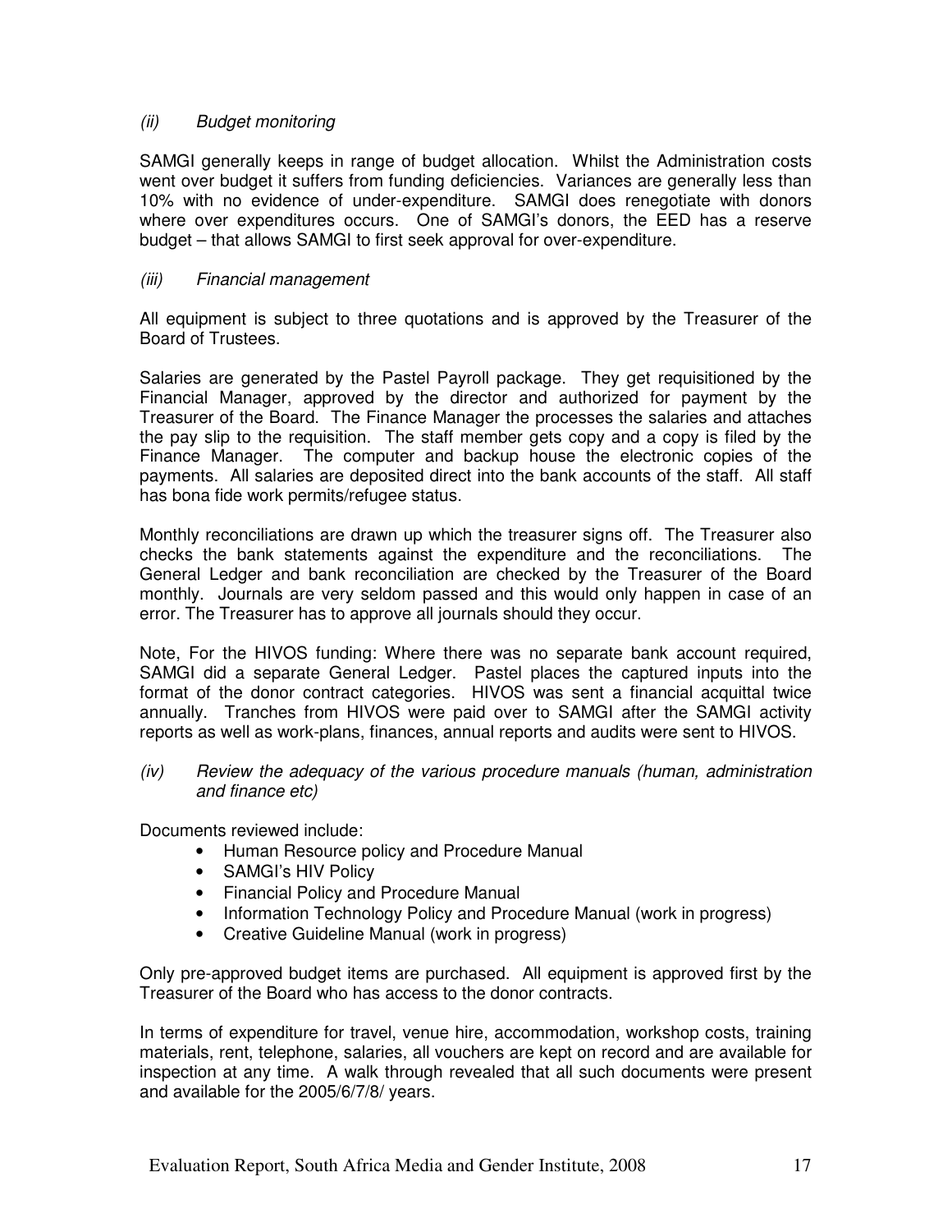*(ii) Budget monitoring*

SAMGI generally keeps in range of budget allocation. Whilst the Administration costs went over budget it suffers from funding deficiencies. Variances are generally less than 10% with no evidence of under-expenditure. SAMGI does renegotiate with donors where over expenditures occurs. One of SAMGI's donors, the EED has a reserve budget – that allows SAMGI to first seek approval for over-expenditure.

*(iii) Financial management*

All equipment is subject to three quotations and is approved by the Treasurer of the Board of Trustees.

Salaries are generated by the Pastel Payroll package. They get requisitioned by the Financial Manager, approved by the director and authorized for payment by the Treasurer of the Board. The Finance Manager the processes the salaries and attaches the pay slip to the requisition. The staff member gets copy and a copy is filed by the Finance Manager. The computer and backup house the electronic copies of the payments. All salaries are deposited direct into the bank accounts of the staff. All staff has bona fide work permits/refugee status.

Monthly reconciliations are drawn up which the treasurer signs off. The Treasurer also checks the bank statements against the expenditure and the reconciliations. The General Ledger and bank reconciliation are checked by the Treasurer of the Board monthly. Journals are very seldom passed and this would only happen in case of an error. The Treasurer has to approve all journals should they occur.

Note, For the HIVOS funding: Where there was no separate bank account required, SAMGI did a separate General Ledger. Pastel places the captured inputs into the format of the donor contract categories. HIVOS was sent a financial acquittal twice annually. Tranches from HIVOS were paid over to SAMGI after the SAMGI activity reports as well as work-plans, finances, annual reports and audits were sent to HIVOS.

*(iv) Review the adequacy of the various procedure manuals (human, administration and finance etc)*

Documents reviewed include:

- Human Resource policy and Procedure Manual
- SAMGI's HIV Policy
- Financial Policy and Procedure Manual
- Information Technology Policy and Procedure Manual (work in progress)
- Creative Guideline Manual (work in progress)

Only pre-approved budget items are purchased. All equipment is approved first by the Treasurer of the Board who has access to the donor contracts.

In terms of expenditure for travel, venue hire, accommodation, workshop costs, training materials, rent, telephone, salaries, all vouchers are kept on record and are available for inspection at any time. A walk through revealed that all such documents were present and available for the 2005/6/7/8/ years.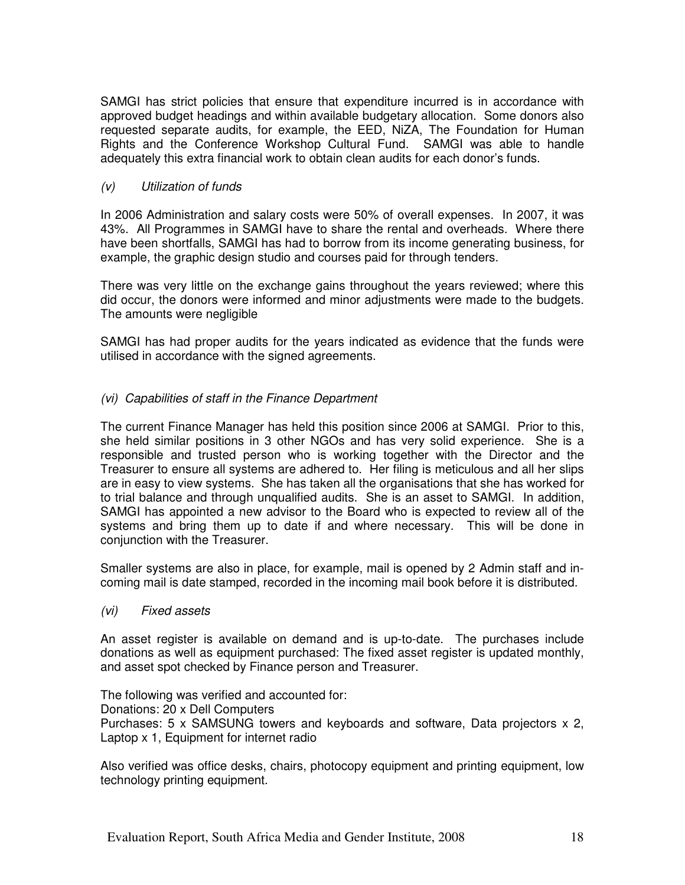SAMGI has strict policies that ensure that expenditure incurred is in accordance with approved budget headings and within available budgetary allocation. Some donors also requested separate audits, for example, the EED, NiZA, The Foundation for Human Rights and the Conference Workshop Cultural Fund. SAMGI was able to handle adequately this extra financial work to obtain clean audits for each donor's funds.

*(v) Utilization of funds*

In 2006 Administration and salary costs were 50% of overall expenses. In 2007, it was 43%. All Programmes in SAMGI have to share the rental and overheads. Where there have been shortfalls, SAMGI has had to borrow from its income generating business, for example, the graphic design studio and courses paid for through tenders.

There was very little on the exchange gains throughout the years reviewed; where this did occur, the donors were informed and minor adjustments were made to the budgets. The amounts were negligible

SAMGI has had proper audits for the years indicated as evidence that the funds were utilised in accordance with the signed agreements.

*(vi) Capabilities of staff in the Finance Department*

The current Finance Manager has held this position since 2006 at SAMGI. Prior to this, she held similar positions in 3 other NGOs and has very solid experience. She is a responsible and trusted person who is working together with the Director and the Treasurer to ensure all systems are adhered to. Her filing is meticulous and all her slips are in easy to view systems. She has taken all the organisations that she has worked for to trial balance and through unqualified audits. She is an asset to SAMGI. In addition, SAMGI has appointed a new advisor to the Board who is expected to review all of the systems and bring them up to date if and where necessary. This will be done in conjunction with the Treasurer.

Smaller systems are also in place, for example, mail is opened by 2 Admin staff and in-coming mail is date stamped, recorded in the incoming mail book before it is distributed.

*(vi) Fixed assets*

An asset register is available on demand and is up-to-date. The purchases include donations as well as equipment purchased: The fixed asset register is updated monthly, and asset spot checked by Finance person and Treasurer.

The following was verified and accounted for:
Donations: 20 x Dell Computers
Purchases: 5 x SAMSUNG towers and keyboards and software, Data projectors x 2, Laptop x 1, Equipment for internet radio

Also verified was office desks, chairs, photocopy equipment and printing equipment, low technology printing equipment.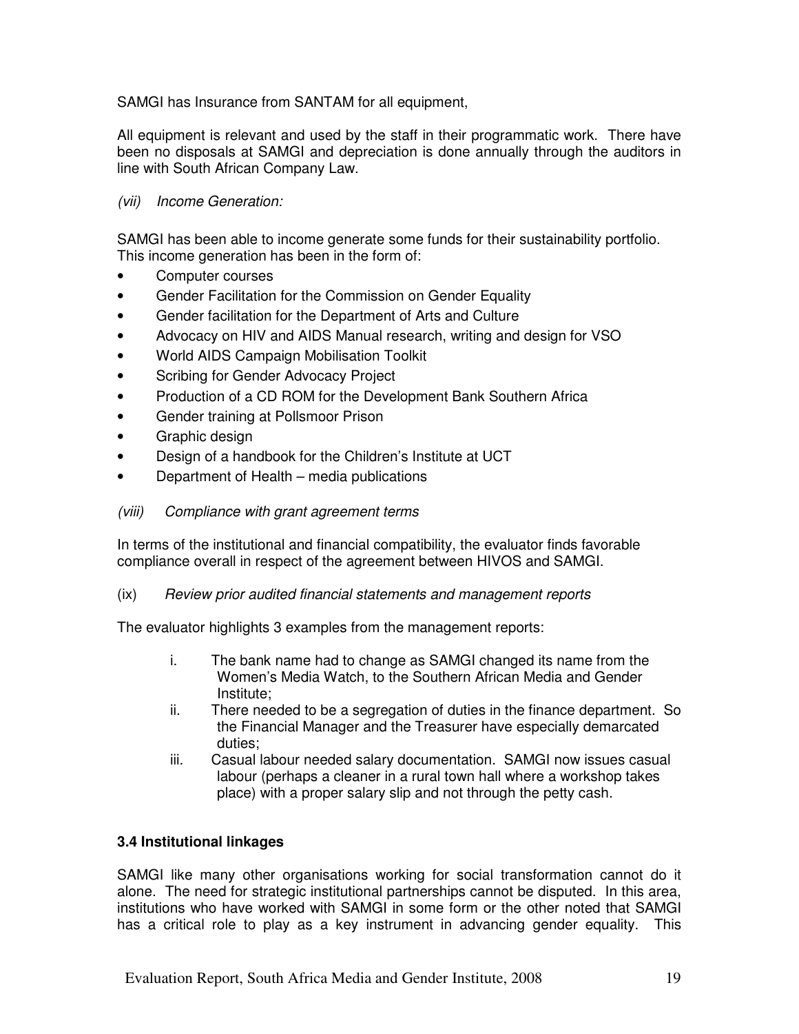SAMGI has Insurance from SANTAM for all equipment,

All equipment is relevant and used by the staff in their programmatic work. There have been no disposals at SAMGI and depreciation is done annually through the auditors in line with South African Company Law.

*(vii) Income Generation:*

SAMGI has been able to income generate some funds for their sustainability portfolio. This income generation has been in the form of:

- Computer courses
- Gender Facilitation for the Commission on Gender Equality
- Gender facilitation for the Department of Arts and Culture
- Advocacy on HIV and AIDS Manual research, writing and design for VSO
- World AIDS Campaign Mobilisation Toolkit
- Scribing for Gender Advocacy Project
- Production of a CD ROM for the Development Bank Southern Africa
- Gender training at Pollsmoor Prison
- Graphic design
- Design of a handbook for the Children's Institute at UCT
- Department of Health – media publications

*(viii) Compliance with grant agreement terms*

In terms of the institutional and financial compatibility, the evaluator finds favorable compliance overall in respect of the agreement between HIVOS and SAMGI.

(ix) *Review prior audited financial statements and management reports*

The evaluator highlights 3 examples from the management reports:

i. The bank name had to change as SAMGI changed its name from the Women's Media Watch, to the Southern African Media and Gender Institute;
ii. There needed to be a segregation of duties in the finance department. So the Financial Manager and the Treasurer have especially demarcated duties;
iii. Casual labour needed salary documentation. SAMGI now issues casual labour (perhaps a cleaner in a rural town hall where a workshop takes place) with a proper salary slip and not through the petty cash.

### 3.4 Institutional linkages

SAMGI like many other organisations working for social transformation cannot do it alone. The need for strategic institutional partnerships cannot be disputed. In this area, institutions who have worked with SAMGI in some form or the other noted that SAMGI has a critical role to play as a key instrument in advancing gender equality. This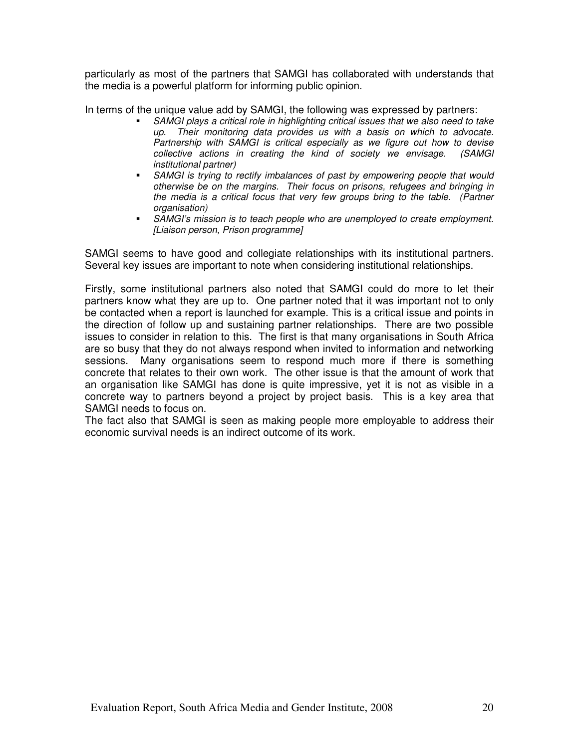particularly as most of the partners that SAMGI has collaborated with understands that the media is a powerful platform for informing public opinion.

In terms of the unique value add by SAMGI, the following was expressed by partners:

- *SAMGI plays a critical role in highlighting critical issues that we also need to take up. Their monitoring data provides us with a basis on which to advocate. Partnership with SAMGI is critical especially as we figure out how to devise collective actions in creating the kind of society we envisage. (SAMGI institutional partner)*
- *SAMGI is trying to rectify imbalances of past by empowering people that would otherwise be on the margins. Their focus on prisons, refugees and bringing in the media is a critical focus that very few groups bring to the table. (Partner organisation)*
- *SAMGI's mission is to teach people who are unemployed to create employment. [Liaison person, Prison programme]*

SAMGI seems to have good and collegiate relationships with its institutional partners. Several key issues are important to note when considering institutional relationships.

Firstly, some institutional partners also noted that SAMGI could do more to let their partners know what they are up to. One partner noted that it was important not to only be contacted when a report is launched for example. This is a critical issue and points in the direction of follow up and sustaining partner relationships. There are two possible issues to consider in relation to this. The first is that many organisations in South Africa are so busy that they do not always respond when invited to information and networking sessions. Many organisations seem to respond much more if there is something concrete that relates to their own work. The other issue is that the amount of work that an organisation like SAMGI has done is quite impressive, yet it is not as visible in a concrete way to partners beyond a project by project basis. This is a key area that SAMGI needs to focus on.

The fact also that SAMGI is seen as making people more employable to address their economic survival needs is an indirect outcome of its work.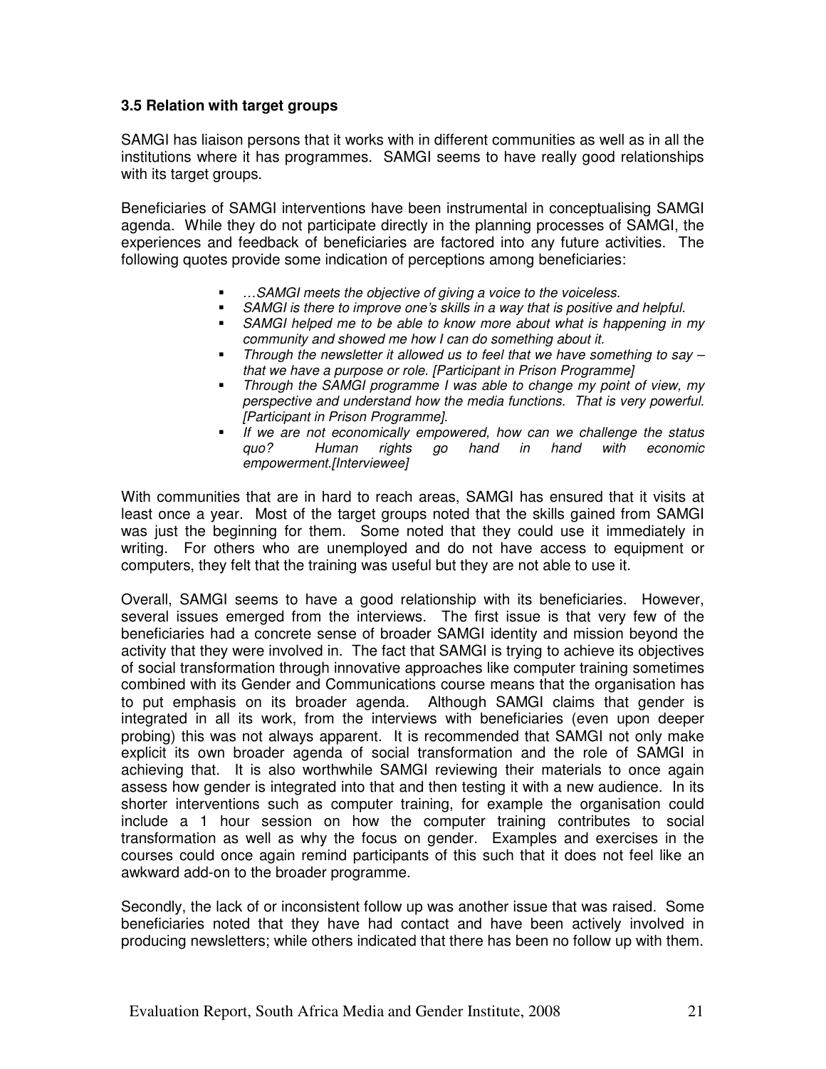### 3.5 Relation with target groups

SAMGI has liaison persons that it works with in different communities as well as in all the institutions where it has programmes. SAMGI seems to have really good relationships with its target groups.

Beneficiaries of SAMGI interventions have been instrumental in conceptualising SAMGI agenda. While they do not participate directly in the planning processes of SAMGI, the experiences and feedback of beneficiaries are factored into any future activities. The following quotes provide some indication of perceptions among beneficiaries:

- *…SAMGI meets the objective of giving a voice to the voiceless.*
- *SAMGI is there to improve one's skills in a way that is positive and helpful.*
- *SAMGI helped me to be able to know more about what is happening in my community and showed me how I can do something about it.*
- *Through the newsletter it allowed us to feel that we have something to say – that we have a purpose or role. [Participant in Prison Programme]*
- *Through the SAMGI programme I was able to change my point of view, my perspective and understand how the media functions. That is very powerful. [Participant in Prison Programme].*
- *If we are not economically empowered, how can we challenge the status quo? Human rights go hand in hand with economic empowerment.[Interviewee]*

With communities that are in hard to reach areas, SAMGI has ensured that it visits at least once a year. Most of the target groups noted that the skills gained from SAMGI was just the beginning for them. Some noted that they could use it immediately in writing. For others who are unemployed and do not have access to equipment or computers, they felt that the training was useful but they are not able to use it.

Overall, SAMGI seems to have a good relationship with its beneficiaries. However, several issues emerged from the interviews. The first issue is that very few of the beneficiaries had a concrete sense of broader SAMGI identity and mission beyond the activity that they were involved in. The fact that SAMGI is trying to achieve its objectives of social transformation through innovative approaches like computer training sometimes combined with its Gender and Communications course means that the organisation has to put emphasis on its broader agenda. Although SAMGI claims that gender is integrated in all its work, from the interviews with beneficiaries (even upon deeper probing) this was not always apparent. It is recommended that SAMGI not only make explicit its own broader agenda of social transformation and the role of SAMGI in achieving that. It is also worthwhile SAMGI reviewing their materials to once again assess how gender is integrated into that and then testing it with a new audience. In its shorter interventions such as computer training, for example the organisation could include a 1 hour session on how the computer training contributes to social transformation as well as why the focus on gender. Examples and exercises in the courses could once again remind participants of this such that it does not feel like an awkward add-on to the broader programme.

Secondly, the lack of or inconsistent follow up was another issue that was raised. Some beneficiaries noted that they have had contact and have been actively involved in producing newsletters; while others indicated that there has been no follow up with them.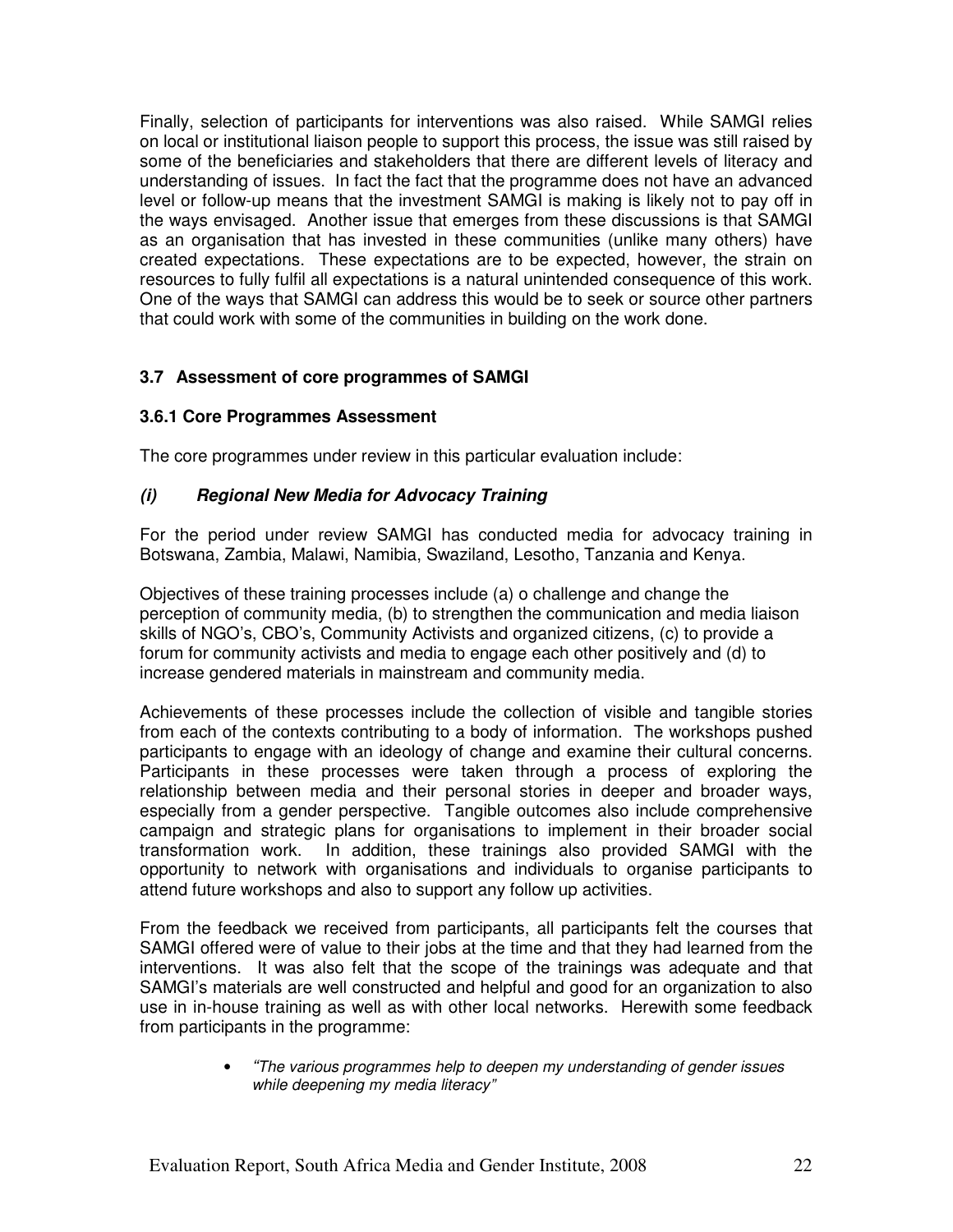Finally, selection of participants for interventions was also raised. While SAMGI relies on local or institutional liaison people to support this process, the issue was still raised by some of the beneficiaries and stakeholders that there are different levels of literacy and understanding of issues. In fact the fact that the programme does not have an advanced level or follow-up means that the investment SAMGI is making is likely not to pay off in the ways envisaged. Another issue that emerges from these discussions is that SAMGI as an organisation that has invested in these communities (unlike many others) have created expectations. These expectations are to be expected, however, the strain on resources to fully fulfil all expectations is a natural unintended consequence of this work. One of the ways that SAMGI can address this would be to seek or source other partners that could work with some of the communities in building on the work done.

### 3.7 Assessment of core programmes of SAMGI

#### 3.6.1 Core Programmes Assessment

The core programmes under review in this particular evaluation include:

#### *(i) Regional New Media for Advocacy Training*

For the period under review SAMGI has conducted media for advocacy training in Botswana, Zambia, Malawi, Namibia, Swaziland, Lesotho, Tanzania and Kenya.

Objectives of these training processes include (a) o challenge and change the perception of community media, (b) to strengthen the communication and media liaison skills of NGO's, CBO's, Community Activists and organized citizens, (c) to provide a forum for community activists and media to engage each other positively and (d) to increase gendered materials in mainstream and community media.

Achievements of these processes include the collection of visible and tangible stories from each of the contexts contributing to a body of information. The workshops pushed participants to engage with an ideology of change and examine their cultural concerns. Participants in these processes were taken through a process of exploring the relationship between media and their personal stories in deeper and broader ways, especially from a gender perspective. Tangible outcomes also include comprehensive campaign and strategic plans for organisations to implement in their broader social transformation work. In addition, these trainings also provided SAMGI with the opportunity to network with organisations and individuals to organise participants to attend future workshops and also to support any follow up activities.

From the feedback we received from participants, all participants felt the courses that SAMGI offered were of value to their jobs at the time and that they had learned from the interventions. It was also felt that the scope of the trainings was adequate and that SAMGI's materials are well constructed and helpful and good for an organization to also use in in-house training as well as with other local networks. Herewith some feedback from participants in the programme:

- *"The various programmes help to deepen my understanding of gender issues while deepening my media literacy"*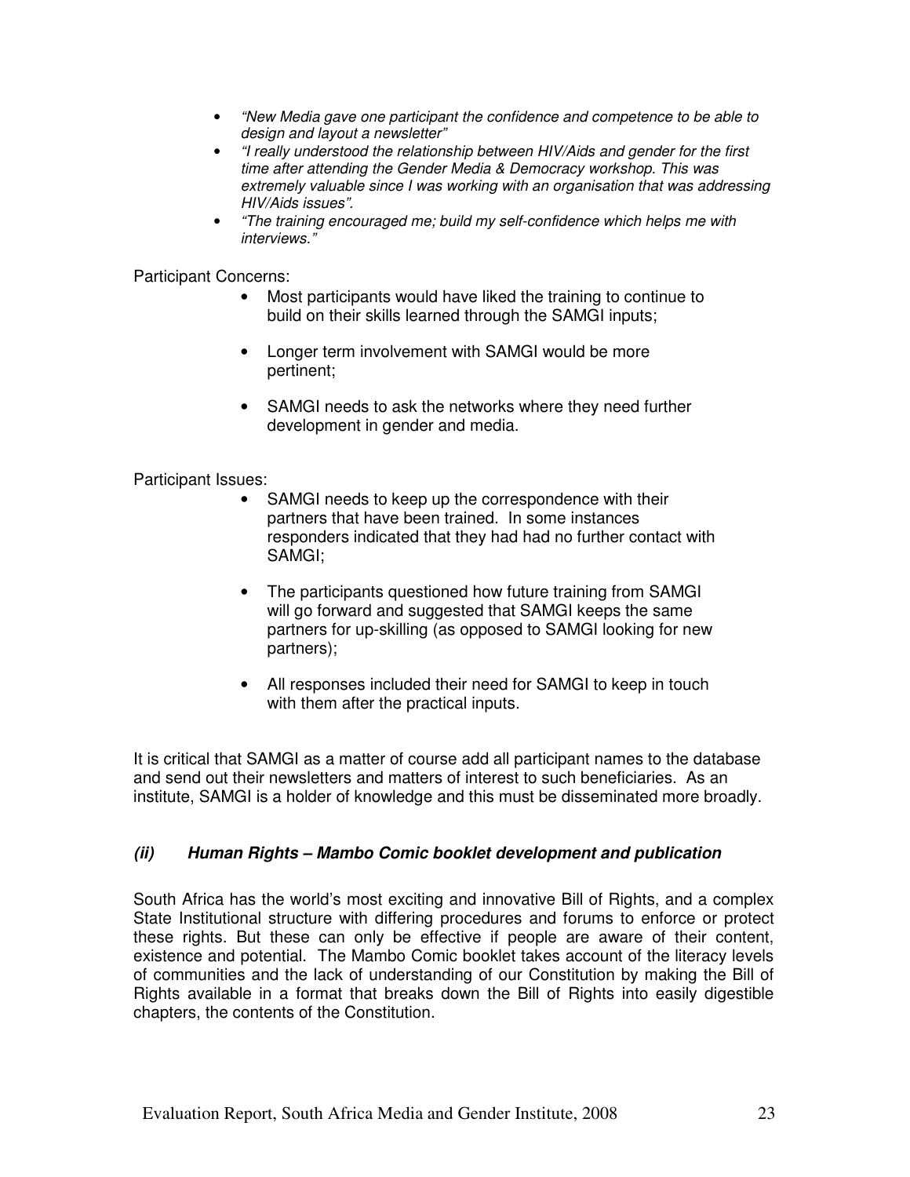- *"New Media gave one participant the confidence and competence to be able to design and layout a newsletter"*
- *"I really understood the relationship between HIV/Aids and gender for the first time after attending the Gender Media & Democracy workshop. This was extremely valuable since I was working with an organisation that was addressing HIV/Aids issues".*
- *"The training encouraged me; build my self-confidence which helps me with interviews."*

Participant Concerns:

- Most participants would have liked the training to continue to build on their skills learned through the SAMGI inputs;
- Longer term involvement with SAMGI would be more pertinent;
- SAMGI needs to ask the networks where they need further development in gender and media.

Participant Issues:

- SAMGI needs to keep up the correspondence with their partners that have been trained. In some instances responders indicated that they had had no further contact with SAMGI;
- The participants questioned how future training from SAMGI will go forward and suggested that SAMGI keeps the same partners for up-skilling (as opposed to SAMGI looking for new partners);
- All responses included their need for SAMGI to keep in touch with them after the practical inputs.

It is critical that SAMGI as a matter of course add all participant names to the database and send out their newsletters and matters of interest to such beneficiaries. As an institute, SAMGI is a holder of knowledge and this must be disseminated more broadly.

### *(ii) Human Rights – Mambo Comic booklet development and publication*

South Africa has the world's most exciting and innovative Bill of Rights, and a complex State Institutional structure with differing procedures and forums to enforce or protect these rights. But these can only be effective if people are aware of their content, existence and potential. The Mambo Comic booklet takes account of the literacy levels of communities and the lack of understanding of our Constitution by making the Bill of Rights available in a format that breaks down the Bill of Rights into easily digestible chapters, the contents of the Constitution.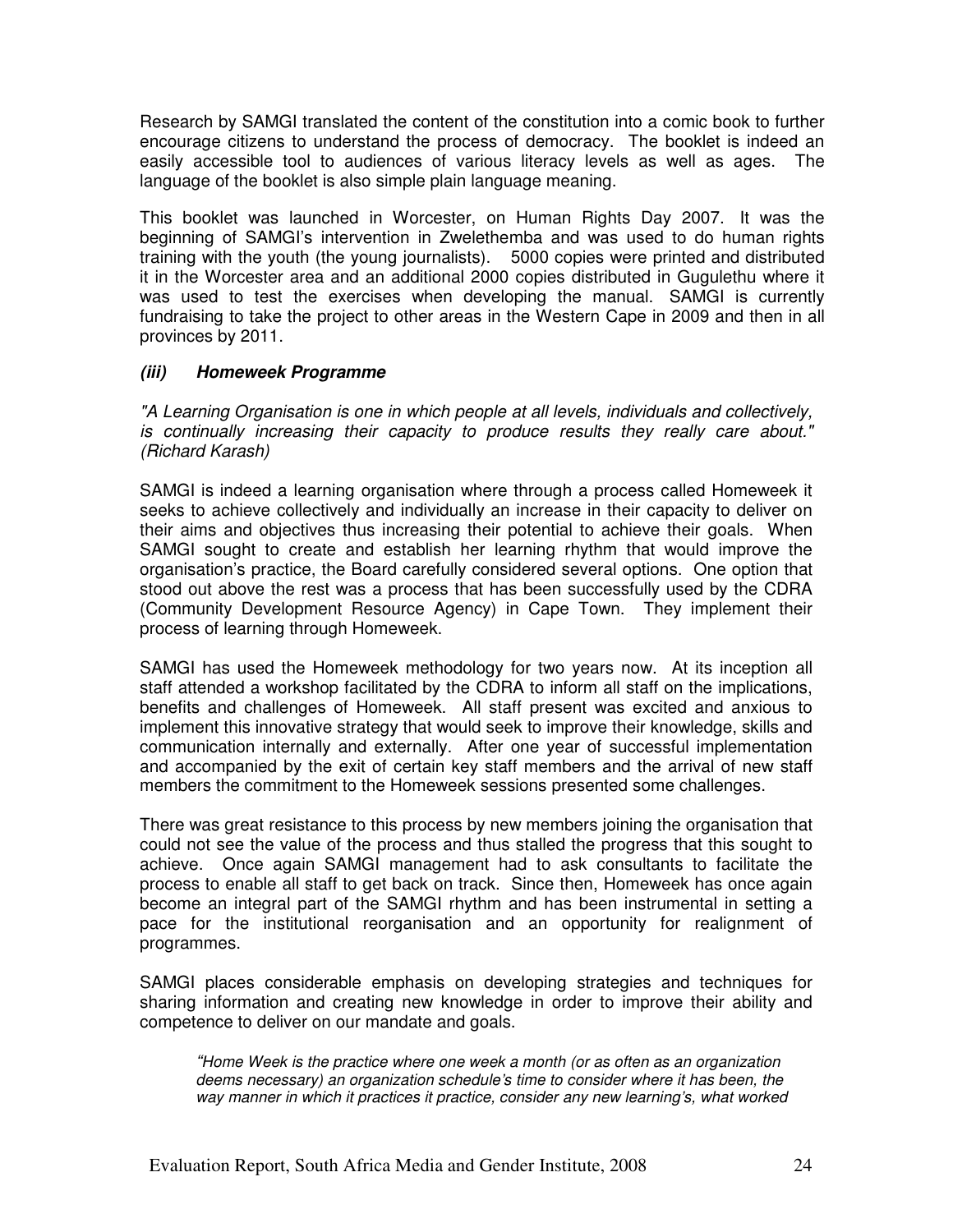Research by SAMGI translated the content of the constitution into a comic book to further encourage citizens to understand the process of democracy. The booklet is indeed an easily accessible tool to audiences of various literacy levels as well as ages. The language of the booklet is also simple plain language meaning.

This booklet was launched in Worcester, on Human Rights Day 2007. It was the beginning of SAMGI's intervention in Zwelethemba and was used to do human rights training with the youth (the young journalists). 5000 copies were printed and distributed it in the Worcester area and an additional 2000 copies distributed in Gugulethu where it was used to test the exercises when developing the manual. SAMGI is currently fundraising to take the project to other areas in the Western Cape in 2009 and then in all provinces by 2011.

### *(iii) Homeweek Programme*

*"A Learning Organisation is one in which people at all levels, individuals and collectively, is continually increasing their capacity to produce results they really care about." (Richard Karash)*

SAMGI is indeed a learning organisation where through a process called Homeweek it seeks to achieve collectively and individually an increase in their capacity to deliver on their aims and objectives thus increasing their potential to achieve their goals. When SAMGI sought to create and establish her learning rhythm that would improve the organisation's practice, the Board carefully considered several options. One option that stood out above the rest was a process that has been successfully used by the CDRA (Community Development Resource Agency) in Cape Town. They implement their process of learning through Homeweek.

SAMGI has used the Homeweek methodology for two years now. At its inception all staff attended a workshop facilitated by the CDRA to inform all staff on the implications, benefits and challenges of Homeweek. All staff present was excited and anxious to implement this innovative strategy that would seek to improve their knowledge, skills and communication internally and externally. After one year of successful implementation and accompanied by the exit of certain key staff members and the arrival of new staff members the commitment to the Homeweek sessions presented some challenges.

There was great resistance to this process by new members joining the organisation that could not see the value of the process and thus stalled the progress that this sought to achieve. Once again SAMGI management had to ask consultants to facilitate the process to enable all staff to get back on track. Since then, Homeweek has once again become an integral part of the SAMGI rhythm and has been instrumental in setting a pace for the institutional reorganisation and an opportunity for realignment of programmes.

SAMGI places considerable emphasis on developing strategies and techniques for sharing information and creating new knowledge in order to improve their ability and competence to deliver on our mandate and goals.

> *"Home Week is the practice where one week a month (or as often as an organization deems necessary) an organization schedule's time to consider where it has been, the way manner in which it practices it practice, consider any new learning's, what worked*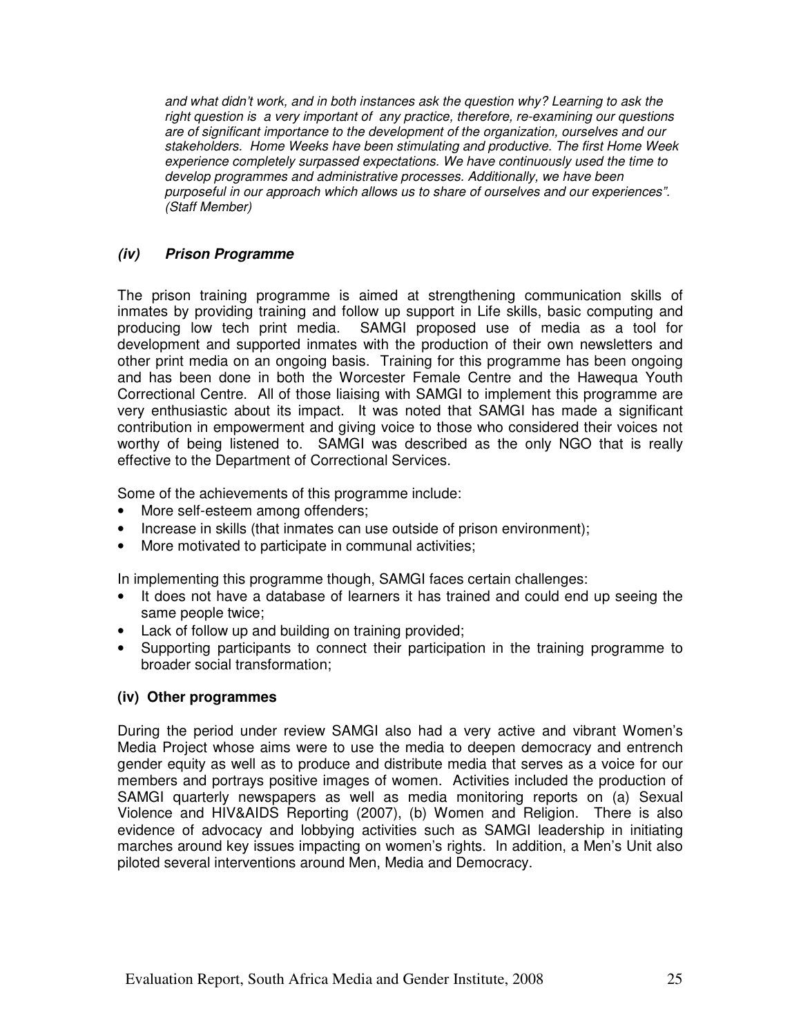*and what didn't work, and in both instances ask the question why? Learning to ask the right question is a very important of any practice, therefore, re-examining our questions are of significant importance to the development of the organization, ourselves and our stakeholders. Home Weeks have been stimulating and productive. The first Home Week experience completely surpassed expectations. We have continuously used the time to develop programmes and administrative processes. Additionally, we have been purposeful in our approach which allows us to share of ourselves and our experiences". (Staff Member)*

### *(iv) Prison Programme*

The prison training programme is aimed at strengthening communication skills of inmates by providing training and follow up support in Life skills, basic computing and producing low tech print media. SAMGI proposed use of media as a tool for development and supported inmates with the production of their own newsletters and other print media on an ongoing basis. Training for this programme has been ongoing and has been done in both the Worcester Female Centre and the Hawequa Youth Correctional Centre. All of those liaising with SAMGI to implement this programme are very enthusiastic about its impact. It was noted that SAMGI has made a significant contribution in empowerment and giving voice to those who considered their voices not worthy of being listened to. SAMGI was described as the only NGO that is really effective to the Department of Correctional Services.

Some of the achievements of this programme include:

- More self-esteem among offenders;
- Increase in skills (that inmates can use outside of prison environment);
- More motivated to participate in communal activities;

In implementing this programme though, SAMGI faces certain challenges:

- It does not have a database of learners it has trained and could end up seeing the same people twice;
- Lack of follow up and building on training provided;
- Supporting participants to connect their participation in the training programme to broader social transformation;

### (iv) Other programmes

During the period under review SAMGI also had a very active and vibrant Women's Media Project whose aims were to use the media to deepen democracy and entrench gender equity as well as to produce and distribute media that serves as a voice for our members and portrays positive images of women. Activities included the production of SAMGI quarterly newspapers as well as media monitoring reports on (a) Sexual Violence and HIV&AIDS Reporting (2007), (b) Women and Religion. There is also evidence of advocacy and lobbying activities such as SAMGI leadership in initiating marches around key issues impacting on women's rights. In addition, a Men's Unit also piloted several interventions around Men, Media and Democracy.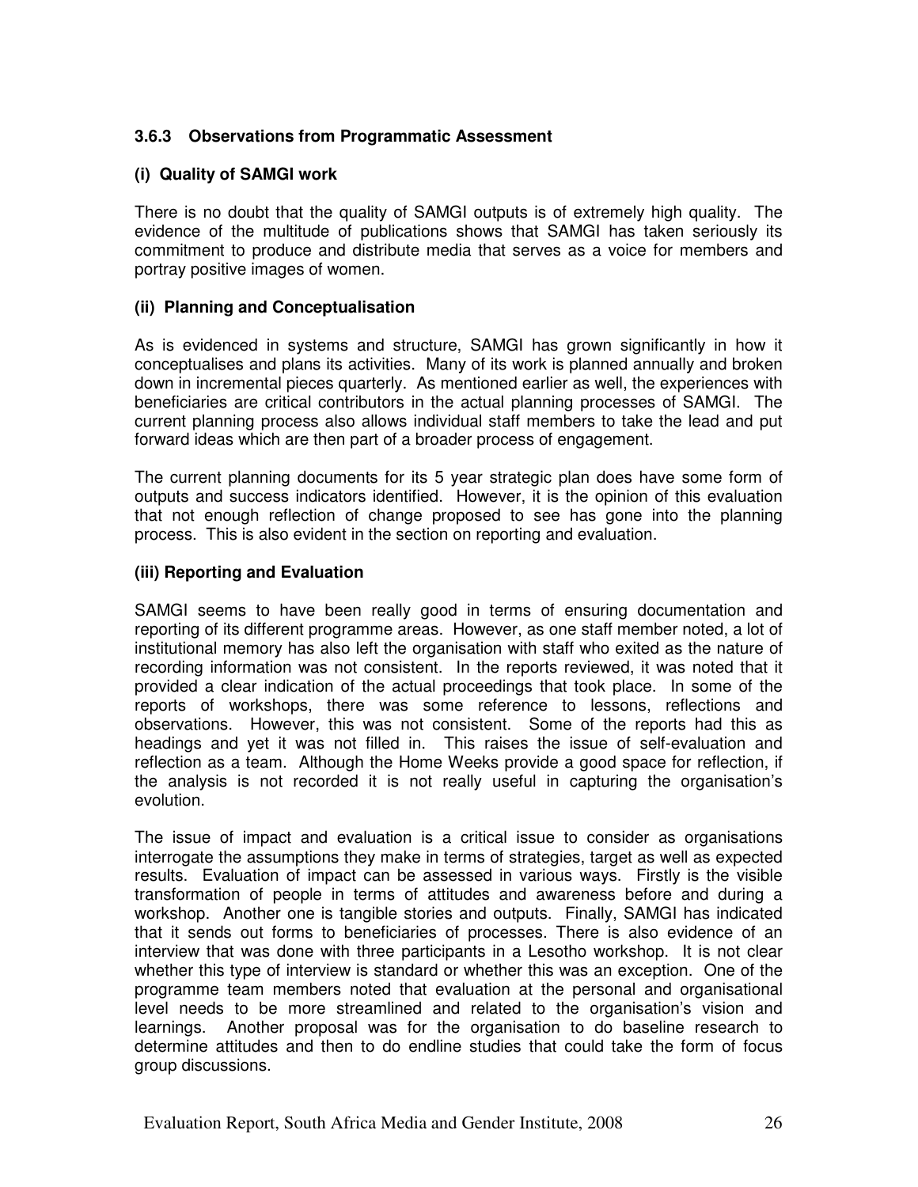### 3.6.3 Observations from Programmatic Assessment

#### (i) Quality of SAMGI work

There is no doubt that the quality of SAMGI outputs is of extremely high quality. The evidence of the multitude of publications shows that SAMGI has taken seriously its commitment to produce and distribute media that serves as a voice for members and portray positive images of women.

#### (ii) Planning and Conceptualisation

As is evidenced in systems and structure, SAMGI has grown significantly in how it conceptualises and plans its activities. Many of its work is planned annually and broken down in incremental pieces quarterly. As mentioned earlier as well, the experiences with beneficiaries are critical contributors in the actual planning processes of SAMGI. The current planning process also allows individual staff members to take the lead and put forward ideas which are then part of a broader process of engagement.

The current planning documents for its 5 year strategic plan does have some form of outputs and success indicators identified. However, it is the opinion of this evaluation that not enough reflection of change proposed to see has gone into the planning process. This is also evident in the section on reporting and evaluation.

#### (iii) Reporting and Evaluation

SAMGI seems to have been really good in terms of ensuring documentation and reporting of its different programme areas. However, as one staff member noted, a lot of institutional memory has also left the organisation with staff who exited as the nature of recording information was not consistent. In the reports reviewed, it was noted that it provided a clear indication of the actual proceedings that took place. In some of the reports of workshops, there was some reference to lessons, reflections and observations. However, this was not consistent. Some of the reports had this as headings and yet it was not filled in. This raises the issue of self-evaluation and reflection as a team. Although the Home Weeks provide a good space for reflection, if the analysis is not recorded it is not really useful in capturing the organisation's evolution.

The issue of impact and evaluation is a critical issue to consider as organisations interrogate the assumptions they make in terms of strategies, target as well as expected results. Evaluation of impact can be assessed in various ways. Firstly is the visible transformation of people in terms of attitudes and awareness before and during a workshop. Another one is tangible stories and outputs. Finally, SAMGI has indicated that it sends out forms to beneficiaries of processes. There is also evidence of an interview that was done with three participants in a Lesotho workshop. It is not clear whether this type of interview is standard or whether this was an exception. One of the programme team members noted that evaluation at the personal and organisational level needs to be more streamlined and related to the organisation's vision and learnings. Another proposal was for the organisation to do baseline research to determine attitudes and then to do endline studies that could take the form of focus group discussions.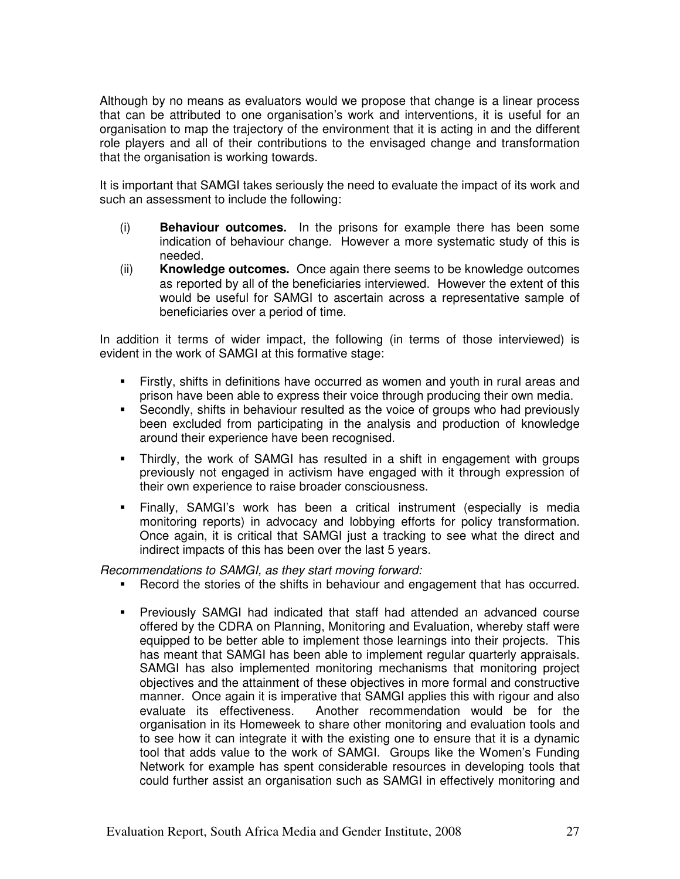Although by no means as evaluators would we propose that change is a linear process that can be attributed to one organisation's work and interventions, it is useful for an organisation to map the trajectory of the environment that it is acting in and the different role players and all of their contributions to the envisaged change and transformation that the organisation is working towards.

It is important that SAMGI takes seriously the need to evaluate the impact of its work and such an assessment to include the following:

(i) **Behaviour outcomes.** In the prisons for example there has been some indication of behaviour change. However a more systematic study of this is needed.
(ii) **Knowledge outcomes.** Once again there seems to be knowledge outcomes as reported by all of the beneficiaries interviewed. However the extent of this would be useful for SAMGI to ascertain across a representative sample of beneficiaries over a period of time.

In addition it terms of wider impact, the following (in terms of those interviewed) is evident in the work of SAMGI at this formative stage:

- Firstly, shifts in definitions have occurred as women and youth in rural areas and prison have been able to express their voice through producing their own media.
- Secondly, shifts in behaviour resulted as the voice of groups who had previously been excluded from participating in the analysis and production of knowledge around their experience have been recognised.
- Thirdly, the work of SAMGI has resulted in a shift in engagement with groups previously not engaged in activism have engaged with it through expression of their own experience to raise broader consciousness.
- Finally, SAMGI's work has been a critical instrument (especially is media monitoring reports) in advocacy and lobbying efforts for policy transformation. Once again, it is critical that SAMGI just a tracking to see what the direct and indirect impacts of this has been over the last 5 years.

*Recommendations to SAMGI, as they start moving forward:*

- Record the stories of the shifts in behaviour and engagement that has occurred.
- Previously SAMGI had indicated that staff had attended an advanced course offered by the CDRA on Planning, Monitoring and Evaluation, whereby staff were equipped to be better able to implement those learnings into their projects. This has meant that SAMGI has been able to implement regular quarterly appraisals. SAMGI has also implemented monitoring mechanisms that monitoring project objectives and the attainment of these objectives in more formal and constructive manner. Once again it is imperative that SAMGI applies this with rigour and also evaluate its effectiveness. Another recommendation would be for the organisation in its Homeweek to share other monitoring and evaluation tools and to see how it can integrate it with the existing one to ensure that it is a dynamic tool that adds value to the work of SAMGI. Groups like the Women's Funding Network for example has spent considerable resources in developing tools that could further assist an organisation such as SAMGI in effectively monitoring and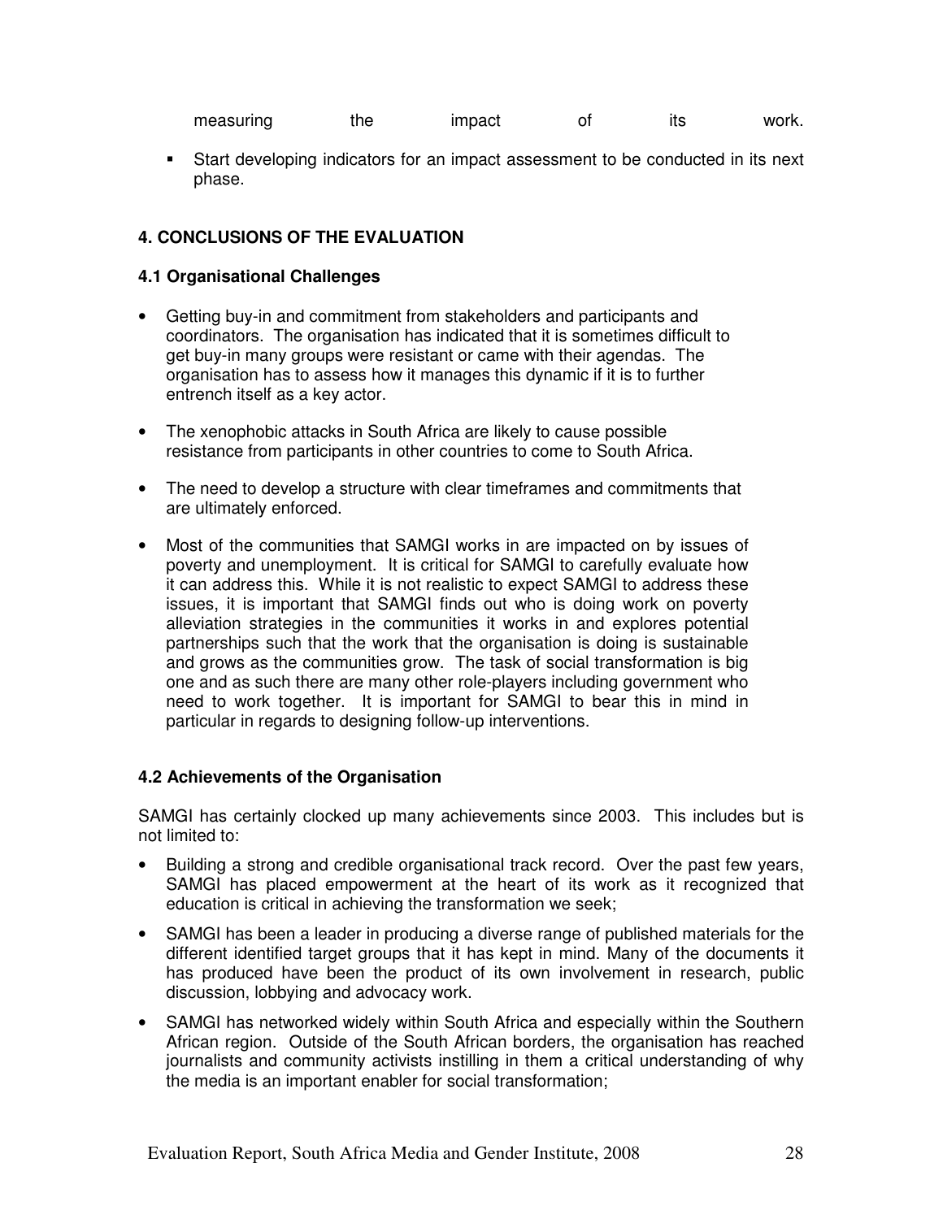measuring the impact of its work.

- Start developing indicators for an impact assessment to be conducted in its next phase.

### 4. CONCLUSIONS OF THE EVALUATION

#### 4.1 Organisational Challenges

- Getting buy-in and commitment from stakeholders and participants and coordinators. The organisation has indicated that it is sometimes difficult to get buy-in many groups were resistant or came with their agendas. The organisation has to assess how it manages this dynamic if it is to further entrench itself as a key actor.
- The xenophobic attacks in South Africa are likely to cause possible resistance from participants in other countries to come to South Africa.
- The need to develop a structure with clear timeframes and commitments that are ultimately enforced.
- Most of the communities that SAMGI works in are impacted on by issues of poverty and unemployment. It is critical for SAMGI to carefully evaluate how it can address this. While it is not realistic to expect SAMGI to address these issues, it is important that SAMGI finds out who is doing work on poverty alleviation strategies in the communities it works in and explores potential partnerships such that the work that the organisation is doing is sustainable and grows as the communities grow. The task of social transformation is big one and as such there are many other role-players including government who need to work together. It is important for SAMGI to bear this in mind in particular in regards to designing follow-up interventions.

#### 4.2 Achievements of the Organisation

SAMGI has certainly clocked up many achievements since 2003. This includes but is not limited to:

- Building a strong and credible organisational track record. Over the past few years, SAMGI has placed empowerment at the heart of its work as it recognized that education is critical in achieving the transformation we seek;
- SAMGI has been a leader in producing a diverse range of published materials for the different identified target groups that it has kept in mind. Many of the documents it has produced have been the product of its own involvement in research, public discussion, lobbying and advocacy work.
- SAMGI has networked widely within South Africa and especially within the Southern African region. Outside of the South African borders, the organisation has reached journalists and community activists instilling in them a critical understanding of why the media is an important enabler for social transformation;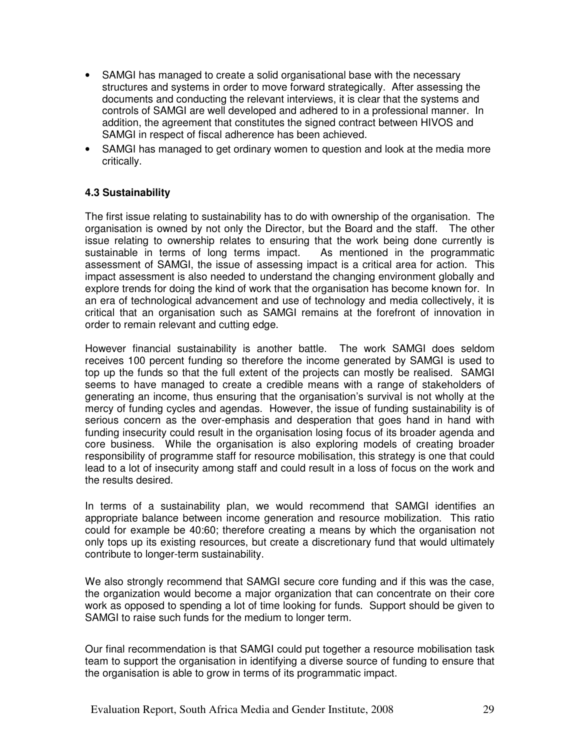- SAMGI has managed to create a solid organisational base with the necessary structures and systems in order to move forward strategically. After assessing the documents and conducting the relevant interviews, it is clear that the systems and controls of SAMGI are well developed and adhered to in a professional manner. In addition, the agreement that constitutes the signed contract between HIVOS and SAMGI in respect of fiscal adherence has been achieved.
- SAMGI has managed to get ordinary women to question and look at the media more critically.

### 4.3 Sustainability

The first issue relating to sustainability has to do with ownership of the organisation. The organisation is owned by not only the Director, but the Board and the staff. The other issue relating to ownership relates to ensuring that the work being done currently is sustainable in terms of long terms impact. As mentioned in the programmatic assessment of SAMGI, the issue of assessing impact is a critical area for action. This impact assessment is also needed to understand the changing environment globally and explore trends for doing the kind of work that the organisation has become known for. In an era of technological advancement and use of technology and media collectively, it is critical that an organisation such as SAMGI remains at the forefront of innovation in order to remain relevant and cutting edge.

However financial sustainability is another battle. The work SAMGI does seldom receives 100 percent funding so therefore the income generated by SAMGI is used to top up the funds so that the full extent of the projects can mostly be realised. SAMGI seems to have managed to create a credible means with a range of stakeholders of generating an income, thus ensuring that the organisation's survival is not wholly at the mercy of funding cycles and agendas. However, the issue of funding sustainability is of serious concern as the over-emphasis and desperation that goes hand in hand with funding insecurity could result in the organisation losing focus of its broader agenda and core business. While the organisation is also exploring models of creating broader responsibility of programme staff for resource mobilisation, this strategy is one that could lead to a lot of insecurity among staff and could result in a loss of focus on the work and the results desired.

In terms of a sustainability plan, we would recommend that SAMGI identifies an appropriate balance between income generation and resource mobilization. This ratio could for example be 40:60; therefore creating a means by which the organisation not only tops up its existing resources, but create a discretionary fund that would ultimately contribute to longer-term sustainability.

We also strongly recommend that SAMGI secure core funding and if this was the case, the organization would become a major organization that can concentrate on their core work as opposed to spending a lot of time looking for funds. Support should be given to SAMGI to raise such funds for the medium to longer term.

Our final recommendation is that SAMGI could put together a resource mobilisation task team to support the organisation in identifying a diverse source of funding to ensure that the organisation is able to grow in terms of its programmatic impact.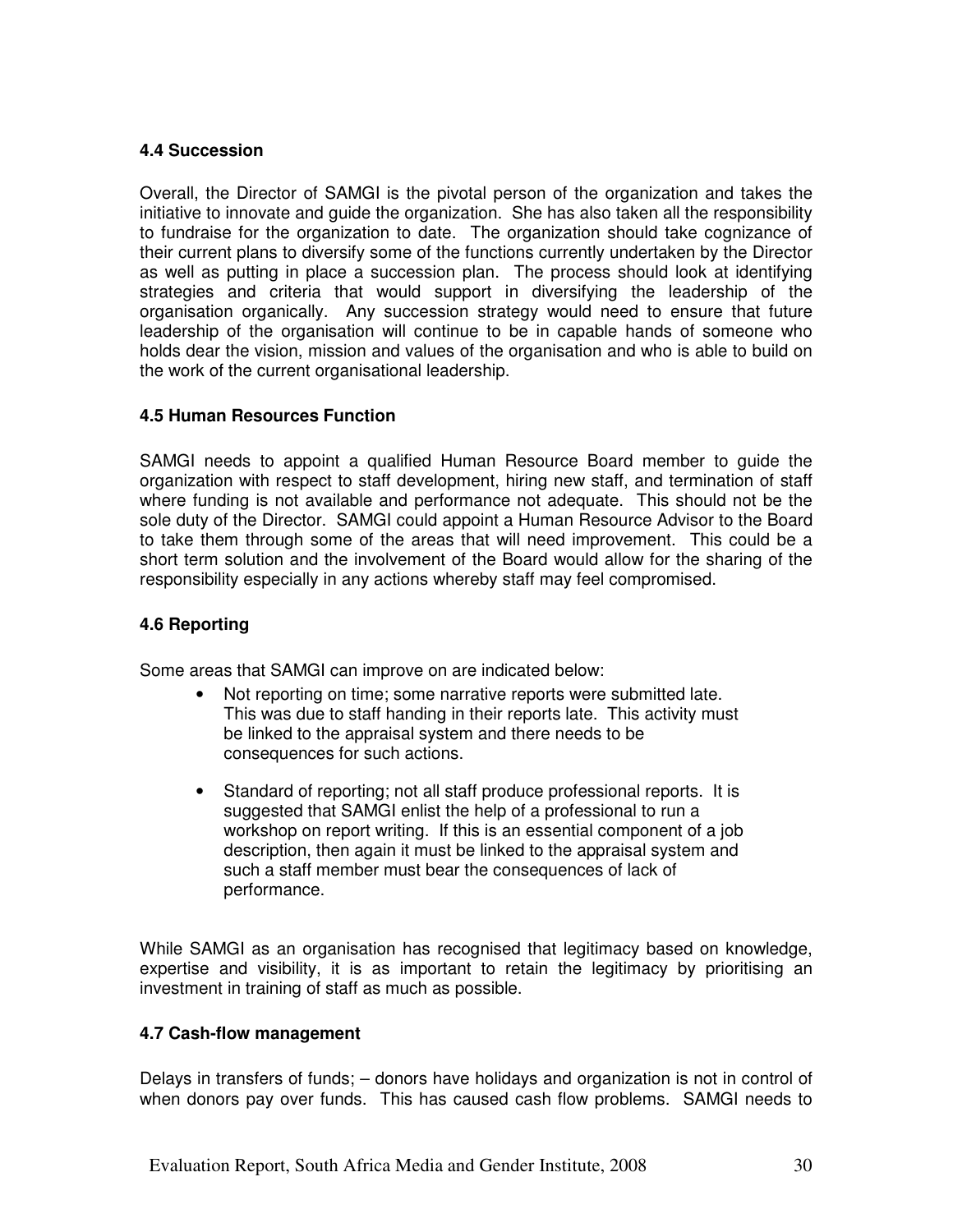### 4.4 Succession

Overall, the Director of SAMGI is the pivotal person of the organization and takes the initiative to innovate and guide the organization. She has also taken all the responsibility to fundraise for the organization to date. The organization should take cognizance of their current plans to diversify some of the functions currently undertaken by the Director as well as putting in place a succession plan. The process should look at identifying strategies and criteria that would support in diversifying the leadership of the organisation organically. Any succession strategy would need to ensure that future leadership of the organisation will continue to be in capable hands of someone who holds dear the vision, mission and values of the organisation and who is able to build on the work of the current organisational leadership.

### 4.5 Human Resources Function

SAMGI needs to appoint a qualified Human Resource Board member to guide the organization with respect to staff development, hiring new staff, and termination of staff where funding is not available and performance not adequate. This should not be the sole duty of the Director. SAMGI could appoint a Human Resource Advisor to the Board to take them through some of the areas that will need improvement. This could be a short term solution and the involvement of the Board would allow for the sharing of the responsibility especially in any actions whereby staff may feel compromised.

### 4.6 Reporting

Some areas that SAMGI can improve on are indicated below:

- Not reporting on time; some narrative reports were submitted late. This was due to staff handing in their reports late. This activity must be linked to the appraisal system and there needs to be consequences for such actions.

- Standard of reporting; not all staff produce professional reports. It is suggested that SAMGI enlist the help of a professional to run a workshop on report writing. If this is an essential component of a job description, then again it must be linked to the appraisal system and such a staff member must bear the consequences of lack of performance.

While SAMGI as an organisation has recognised that legitimacy based on knowledge, expertise and visibility, it is as important to retain the legitimacy by prioritising an investment in training of staff as much as possible.

### 4.7 Cash-flow management

Delays in transfers of funds; – donors have holidays and organization is not in control of when donors pay over funds. This has caused cash flow problems. SAMGI needs to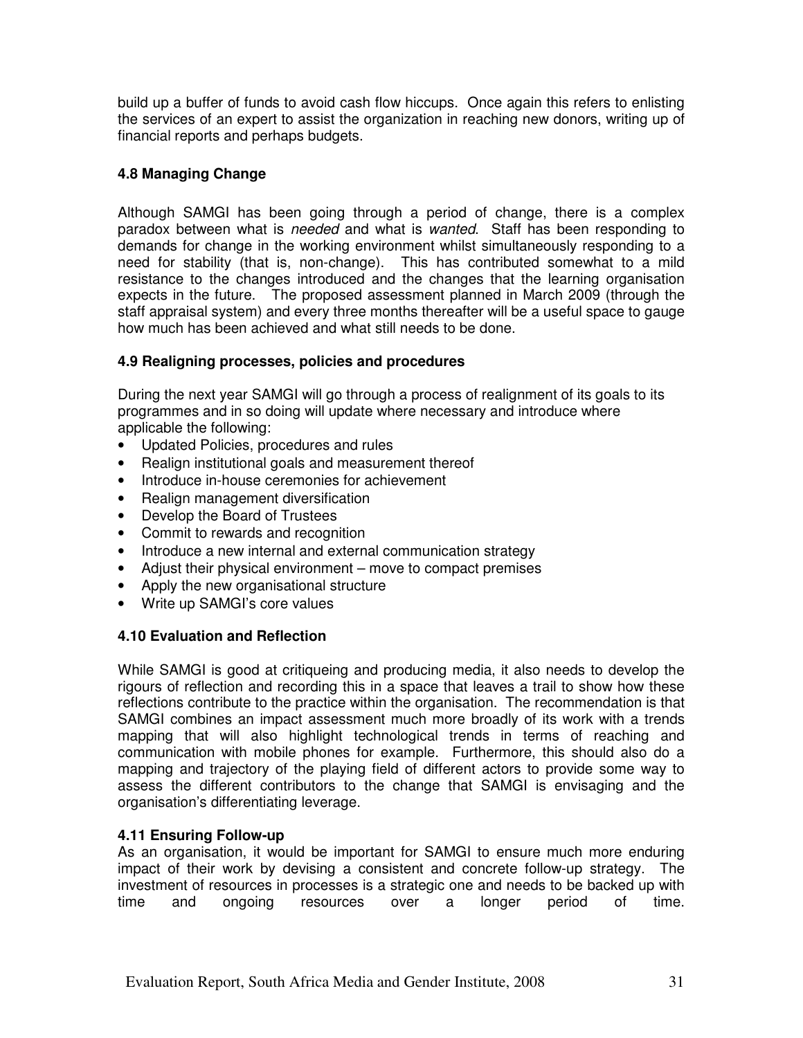build up a buffer of funds to avoid cash flow hiccups. Once again this refers to enlisting the services of an expert to assist the organization in reaching new donors, writing up of financial reports and perhaps budgets.

### 4.8 Managing Change

Although SAMGI has been going through a period of change, there is a complex paradox between what is *needed* and what is *wanted*. Staff has been responding to demands for change in the working environment whilst simultaneously responding to a need for stability (that is, non-change). This has contributed somewhat to a mild resistance to the changes introduced and the changes that the learning organisation expects in the future. The proposed assessment planned in March 2009 (through the staff appraisal system) and every three months thereafter will be a useful space to gauge how much has been achieved and what still needs to be done.

### 4.9 Realigning processes, policies and procedures

During the next year SAMGI will go through a process of realignment of its goals to its programmes and in so doing will update where necessary and introduce where applicable the following:

- Updated Policies, procedures and rules
- Realign institutional goals and measurement thereof
- Introduce in-house ceremonies for achievement
- Realign management diversification
- Develop the Board of Trustees
- Commit to rewards and recognition
- Introduce a new internal and external communication strategy
- Adjust their physical environment – move to compact premises
- Apply the new organisational structure
- Write up SAMGI's core values

### 4.10 Evaluation and Reflection

While SAMGI is good at critiqueing and producing media, it also needs to develop the rigours of reflection and recording this in a space that leaves a trail to show how these reflections contribute to the practice within the organisation. The recommendation is that SAMGI combines an impact assessment much more broadly of its work with a trends mapping that will also highlight technological trends in terms of reaching and communication with mobile phones for example. Furthermore, this should also do a mapping and trajectory of the playing field of different actors to provide some way to assess the different contributors to the change that SAMGI is envisaging and the organisation's differentiating leverage.

### 4.11 Ensuring Follow-up

As an organisation, it would be important for SAMGI to ensure much more enduring impact of their work by devising a consistent and concrete follow-up strategy. The investment of resources in processes is a strategic one and needs to be backed up with time and ongoing resources over a longer period of time.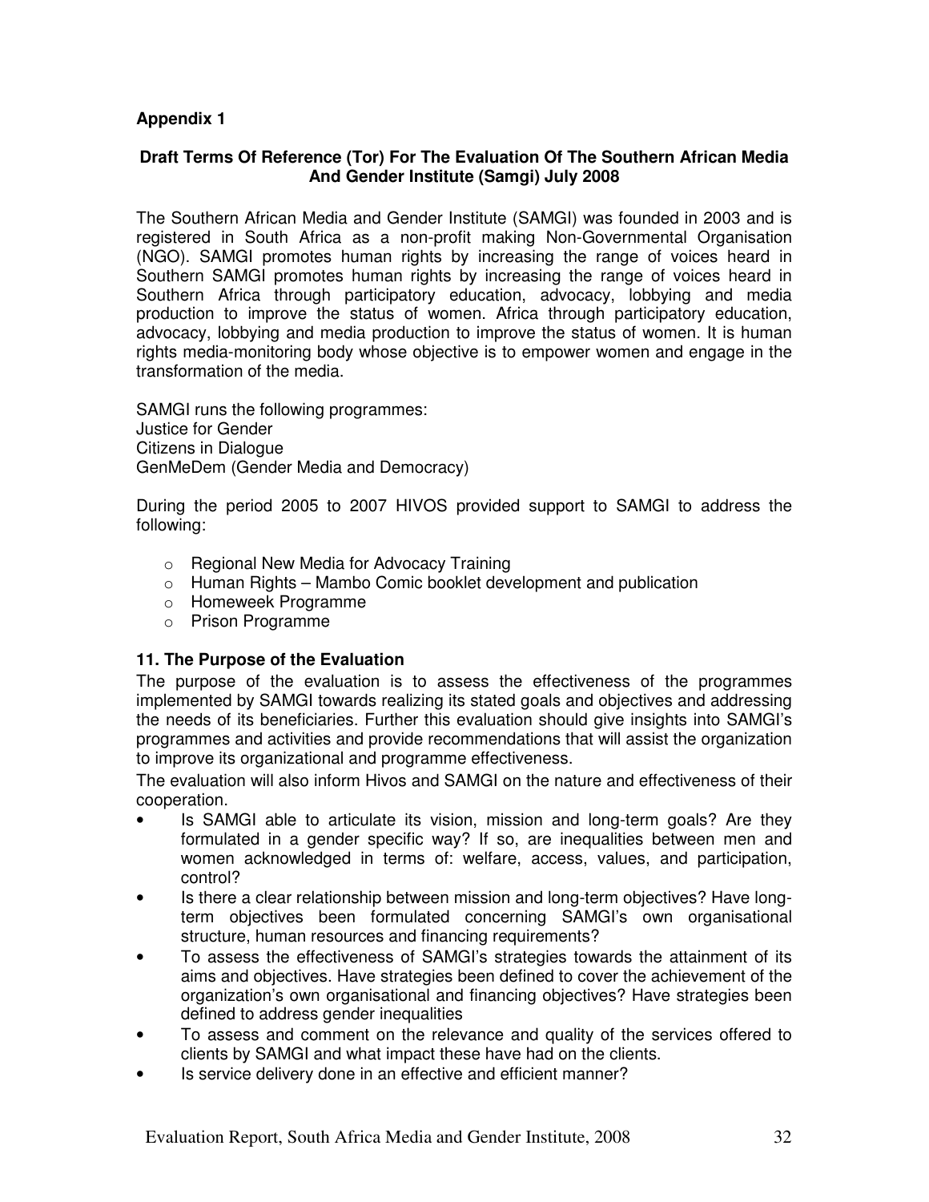**Appendix 1**

**Draft Terms Of Reference (Tor) For The Evaluation Of The Southern African Media And Gender Institute (Samgi) July 2008**

The Southern African Media and Gender Institute (SAMGI) was founded in 2003 and is registered in South Africa as a non-profit making Non-Governmental Organisation (NGO). SAMGI promotes human rights by increasing the range of voices heard in Southern SAMGI promotes human rights by increasing the range of voices heard in Southern Africa through participatory education, advocacy, lobbying and media production to improve the status of women. Africa through participatory education, advocacy, lobbying and media production to improve the status of women. It is human rights media-monitoring body whose objective is to empower women and engage in the transformation of the media.

SAMGI runs the following programmes:
Justice for Gender
Citizens in Dialogue
GenMeDem (Gender Media and Democracy)

During the period 2005 to 2007 HIVOS provided support to SAMGI to address the following:

- Regional New Media for Advocacy Training
- Human Rights – Mambo Comic booklet development and publication
- Homeweek Programme
- Prison Programme

**11. The Purpose of the Evaluation**

The purpose of the evaluation is to assess the effectiveness of the programmes implemented by SAMGI towards realizing its stated goals and objectives and addressing the needs of its beneficiaries. Further this evaluation should give insights into SAMGI's programmes and activities and provide recommendations that will assist the organization to improve its organizational and programme effectiveness.

The evaluation will also inform Hivos and SAMGI on the nature and effectiveness of their cooperation.

- Is SAMGI able to articulate its vision, mission and long-term goals? Are they formulated in a gender specific way? If so, are inequalities between men and women acknowledged in terms of: welfare, access, values, and participation, control?
- Is there a clear relationship between mission and long-term objectives? Have long-term objectives been formulated concerning SAMGI's own organisational structure, human resources and financing requirements?
- To assess the effectiveness of SAMGI's strategies towards the attainment of its aims and objectives. Have strategies been defined to cover the achievement of the organization's own organisational and financing objectives? Have strategies been defined to address gender inequalities
- To assess and comment on the relevance and quality of the services offered to clients by SAMGI and what impact these have had on the clients.
- Is service delivery done in an effective and efficient manner?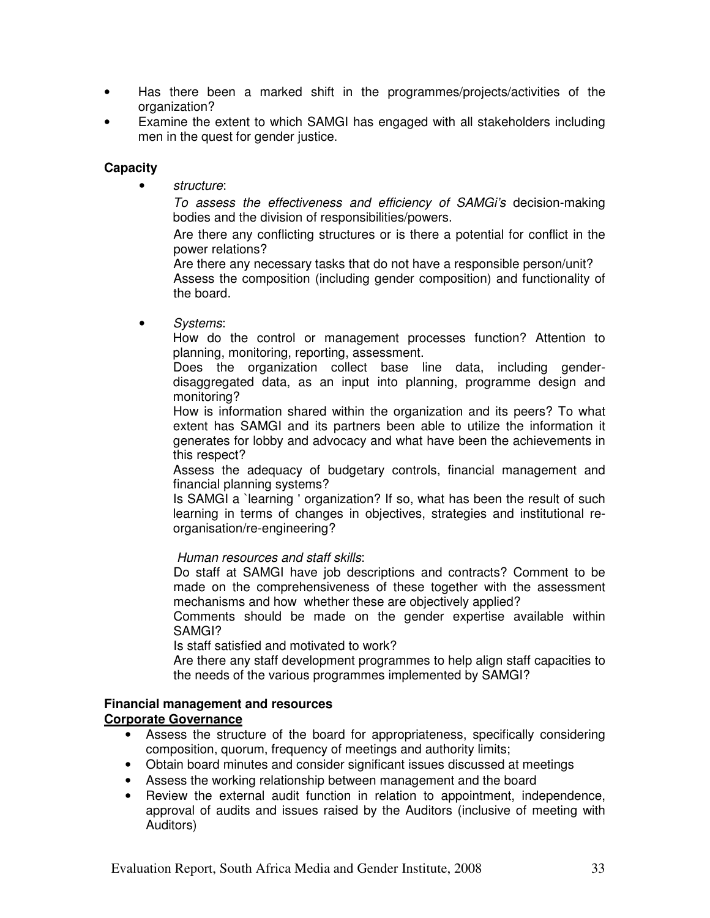- Has there been a marked shift in the programmes/projects/activities of the organization?
- Examine the extent to which SAMGI has engaged with all stakeholders including men in the quest for gender justice.

**Capacity**

- *structure*:

  *To assess the effectiveness and efficiency of SAMGi's* decision-making bodies and the division of responsibilities/powers.

  Are there any conflicting structures or is there a potential for conflict in the power relations?

  Are there any necessary tasks that do not have a responsible person/unit?

  Assess the composition (including gender composition) and functionality of the board.

- *Systems*:

  How do the control or management processes function? Attention to planning, monitoring, reporting, assessment.

  Does the organization collect base line data, including gender-disaggregated data, as an input into planning, programme design and monitoring?

  How is information shared within the organization and its peers? To what extent has SAMGI and its partners been able to utilize the information it generates for lobby and advocacy and what have been the achievements in this respect?

  Assess the adequacy of budgetary controls, financial management and financial planning systems?

  Is SAMGI a `learning ' organization? If so, what has been the result of such learning in terms of changes in objectives, strategies and institutional re-organisation/re-engineering?

  *Human resources and staff skills*:

  Do staff at SAMGI have job descriptions and contracts? Comment to be made on the comprehensiveness of these together with the assessment mechanisms and how whether these are objectively applied?

  Comments should be made on the gender expertise available within SAMGI?

  Is staff satisfied and motivated to work?

  Are there any staff development programmes to help align staff capacities to the needs of the various programmes implemented by SAMGI?

**Financial management and resources**

**<u>Corporate Governance</u>**

- Assess the structure of the board for appropriateness, specifically considering composition, quorum, frequency of meetings and authority limits;
- Obtain board minutes and consider significant issues discussed at meetings
- Assess the working relationship between management and the board
- Review the external audit function in relation to appointment, independence, approval of audits and issues raised by the Auditors (inclusive of meeting with Auditors)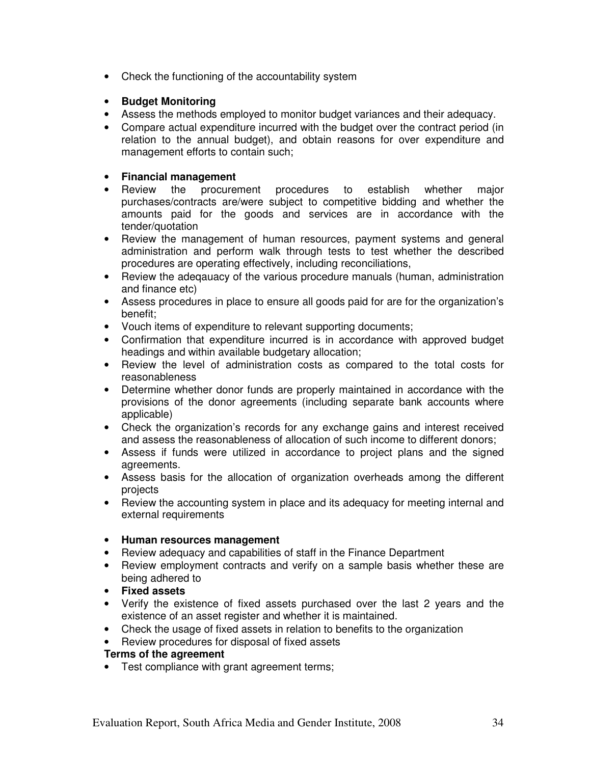- Check the functioning of the accountability system

- **Budget Monitoring**
- Assess the methods employed to monitor budget variances and their adequacy.
- Compare actual expenditure incurred with the budget over the contract period (in relation to the annual budget), and obtain reasons for over expenditure and management efforts to contain such;

- **Financial management**
- Review the procurement procedures to establish whether major purchases/contracts are/were subject to competitive bidding and whether the amounts paid for the goods and services are in accordance with the tender/quotation
- Review the management of human resources, payment systems and general administration and perform walk through tests to test whether the described procedures are operating effectively, including reconciliations,
- Review the adeqauacy of the various procedure manuals (human, administration and finance etc)
- Assess procedures in place to ensure all goods paid for are for the organization's benefit;
- Vouch items of expenditure to relevant supporting documents;
- Confirmation that expenditure incurred is in accordance with approved budget headings and within available budgetary allocation;
- Review the level of administration costs as compared to the total costs for reasonableness
- Determine whether donor funds are properly maintained in accordance with the provisions of the donor agreements (including separate bank accounts where applicable)
- Check the organization's records for any exchange gains and interest received and assess the reasonableness of allocation of such income to different donors;
- Assess if funds were utilized in accordance to project plans and the signed agreements.
- Assess basis for the allocation of organization overheads among the different projects
- Review the accounting system in place and its adequacy for meeting internal and external requirements

- **Human resources management**
- Review adequacy and capabilities of staff in the Finance Department
- Review employment contracts and verify on a sample basis whether these are being adhered to
- **Fixed assets**
- Verify the existence of fixed assets purchased over the last 2 years and the existence of an asset register and whether it is maintained.
- Check the usage of fixed assets in relation to benefits to the organization
- Review procedures for disposal of fixed assets

**Terms of the agreement**

- Test compliance with grant agreement terms;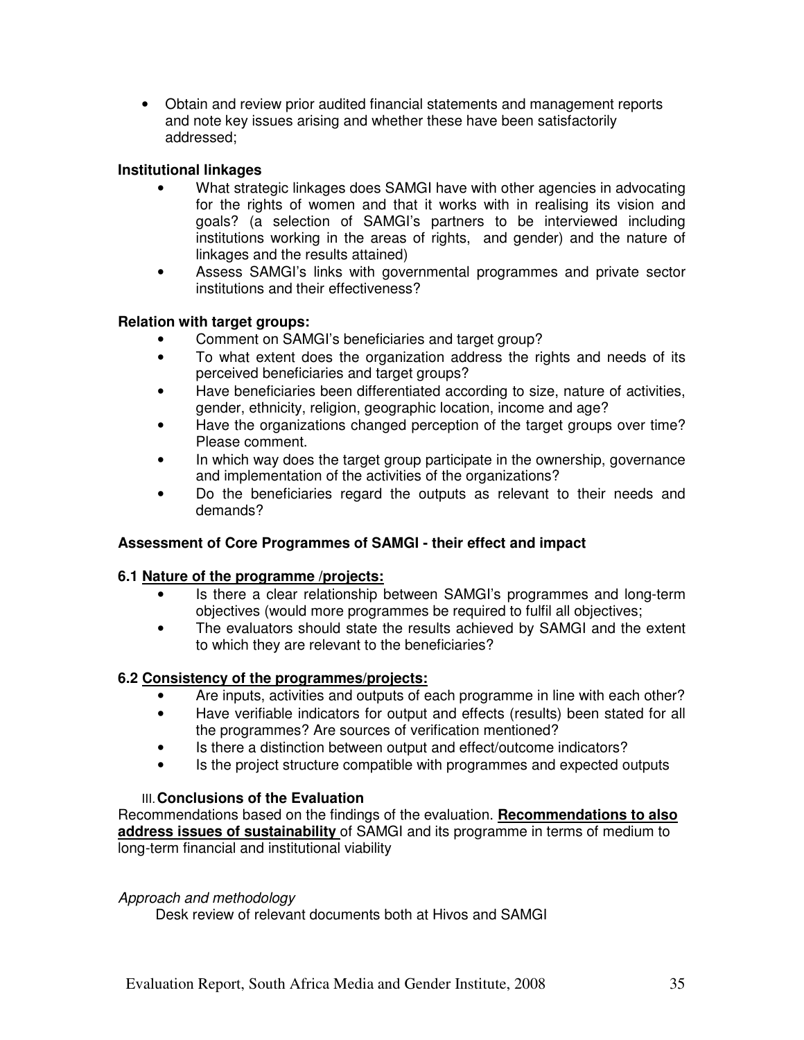- Obtain and review prior audited financial statements and management reports and note key issues arising and whether these have been satisfactorily addressed;

**Institutional linkages**

- What strategic linkages does SAMGI have with other agencies in advocating for the rights of women and that it works with in realising its vision and goals? (a selection of SAMGI's partners to be interviewed including institutions working in the areas of rights, and gender) and the nature of linkages and the results attained)
- Assess SAMGI's links with governmental programmes and private sector institutions and their effectiveness?

**Relation with target groups:**

- Comment on SAMGI's beneficiaries and target group?
- To what extent does the organization address the rights and needs of its perceived beneficiaries and target groups?
- Have beneficiaries been differentiated according to size, nature of activities, gender, ethnicity, religion, geographic location, income and age?
- Have the organizations changed perception of the target groups over time? Please comment.
- In which way does the target group participate in the ownership, governance and implementation of the activities of the organizations?
- Do the beneficiaries regard the outputs as relevant to their needs and demands?

**Assessment of Core Programmes of SAMGI - their effect and impact**

**6.1 <u>Nature of the programme /projects:</u>**

- Is there a clear relationship between SAMGI's programmes and long-term objectives (would more programmes be required to fulfil all objectives;
- The evaluators should state the results achieved by SAMGI and the extent to which they are relevant to the beneficiaries?

**6.2 <u>Consistency of the programmes/projects:</u>**

- Are inputs, activities and outputs of each programme in line with each other?
- Have verifiable indicators for output and effects (results) been stated for all the programmes? Are sources of verification mentioned?
- Is there a distinction between output and effect/outcome indicators?
- Is the project structure compatible with programmes and expected outputs

III. **Conclusions of the Evaluation**

Recommendations based on the findings of the evaluation. **<u>Recommendations to also address issues of sustainability</u>** of SAMGI and its programme in terms of medium to long-term financial and institutional viability

*Approach and methodology*

Desk review of relevant documents both at Hivos and SAMGI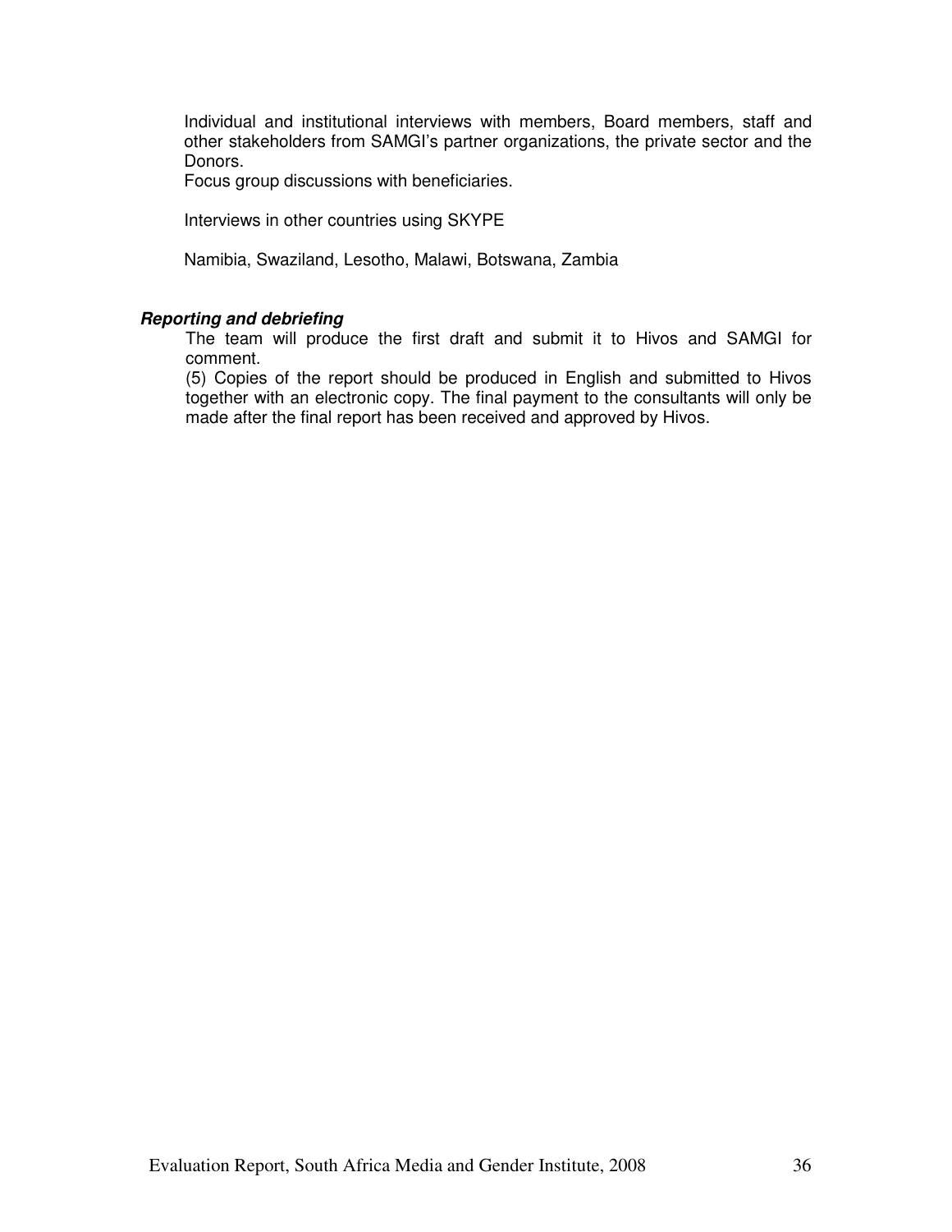Individual and institutional interviews with members, Board members, staff and other stakeholders from SAMGI's partner organizations, the private sector and the Donors.
Focus group discussions with beneficiaries.

Interviews in other countries using SKYPE

Namibia, Swaziland, Lesotho, Malawi, Botswana, Zambia

***Reporting and debriefing***

The team will produce the first draft and submit it to Hivos and SAMGI for comment.
(5) Copies of the report should be produced in English and submitted to Hivos together with an electronic copy. The final payment to the consultants will only be made after the final report has been received and approved by Hivos.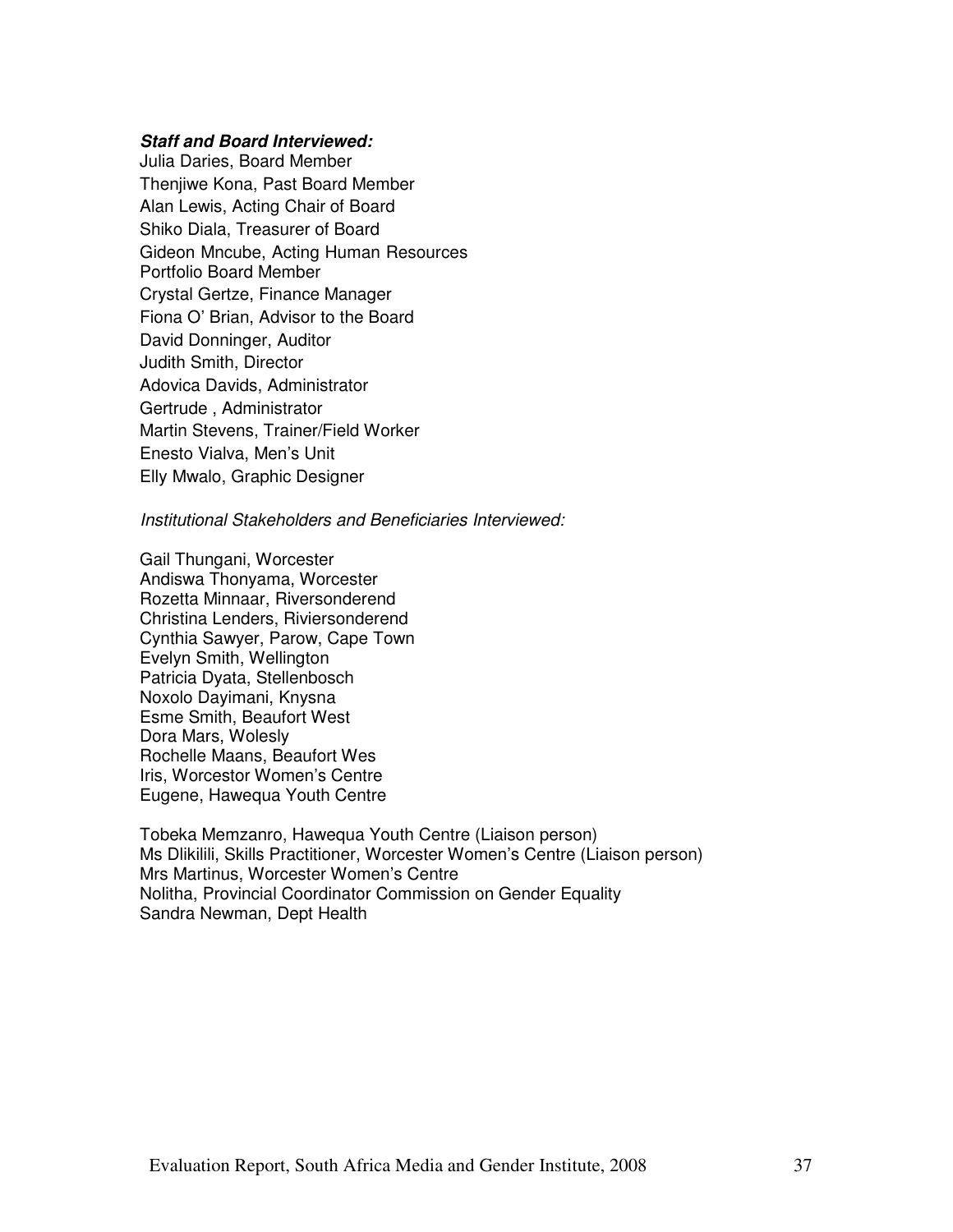***Staff and Board Interviewed:***

Julia Daries, Board Member
Thenjiwe Kona, Past Board Member
Alan Lewis, Acting Chair of Board
Shiko Diala, Treasurer of Board
Gideon Mncube, Acting Human Resources
Portfolio Board Member
Crystal Gertze, Finance Manager
Fiona O' Brian, Advisor to the Board
David Donninger, Auditor
Judith Smith, Director
Adovica Davids, Administrator
Gertrude , Administrator
Martin Stevens, Trainer/Field Worker
Enesto Vialva, Men's Unit
Elly Mwalo, Graphic Designer

*Institutional Stakeholders and Beneficiaries Interviewed:*

Gail Thungani, Worcester
Andiswa Thonyama, Worcester
Rozetta Minnaar, Riversonderend
Christina Lenders, Riviersonderend
Cynthia Sawyer, Parow, Cape Town
Evelyn Smith, Wellington
Patricia Dyata, Stellenbosch
Noxolo Dayimani, Knysna
Esme Smith, Beaufort West
Dora Mars, Wolesly
Rochelle Maans, Beaufort Wes
Iris, Worcestor Women's Centre
Eugene, Hawequa Youth Centre

Tobeka Memzanro, Hawequa Youth Centre (Liaison person)
Ms Dlikilili, Skills Practitioner, Worcester Women's Centre (Liaison person)
Mrs Martinus, Worcester Women's Centre
Nolitha, Provincial Coordinator Commission on Gender Equality
Sandra Newman, Dept Health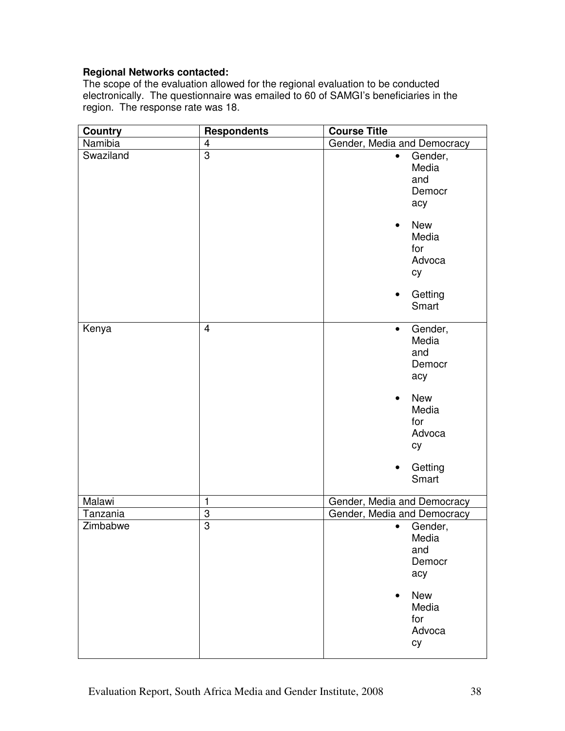**Regional Networks contacted:**
The scope of the evaluation allowed for the regional evaluation to be conducted electronically. The questionnaire was emailed to 60 of SAMGI's beneficiaries in the region. The response rate was 18.

| Country | Respondents | Course Title |
|---|---|---|
| Namibia | 4 | Gender, Media and Democracy |
| Swaziland | 3 | • Gender, Media and Democracy<br>• New Media for Advocacy<br>• Getting Smart |
| Kenya | 4 | • Gender, Media and Democracy<br>• New Media for Advocacy<br>• Getting Smart |
| Malawi | 1 | Gender, Media and Democracy |
| Tanzania | 3 | Gender, Media and Democracy |
| Zimbabwe | 3 | • Gender, Media and Democracy<br>• New Media for Advocacy |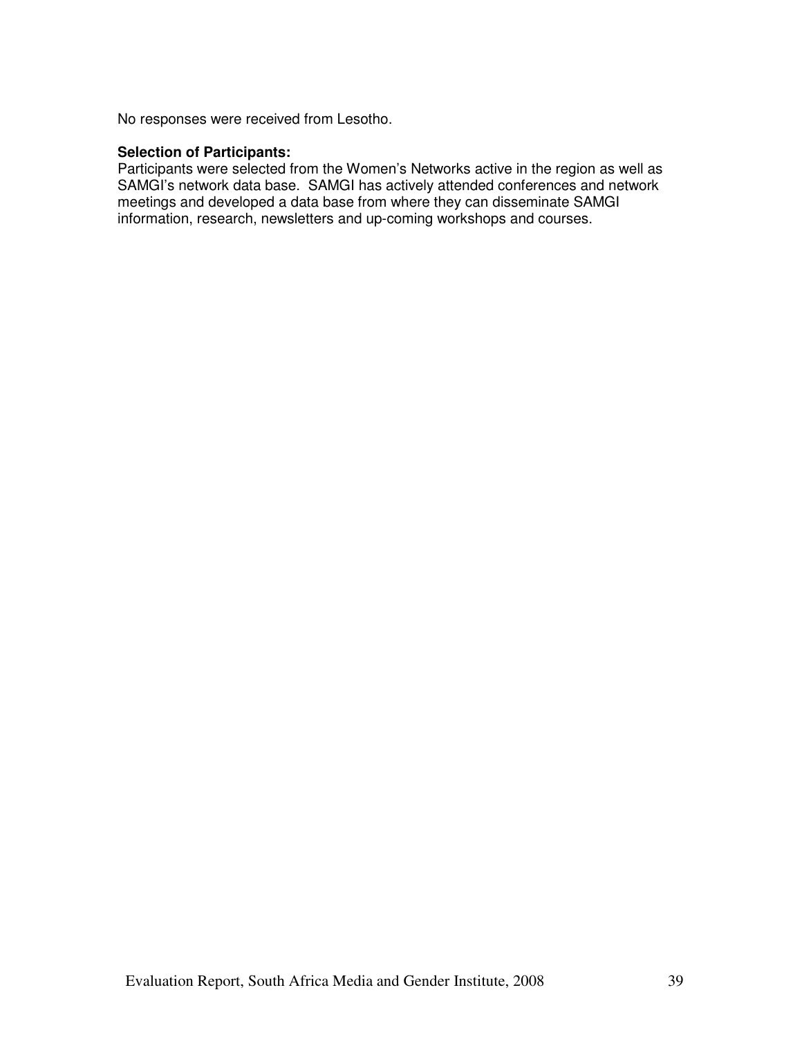No responses were received from Lesotho.

**Selection of Participants:**

Participants were selected from the Women's Networks active in the region as well as SAMGI's network data base. SAMGI has actively attended conferences and network meetings and developed a data base from where they can disseminate SAMGI information, research, newsletters and up-coming workshops and courses.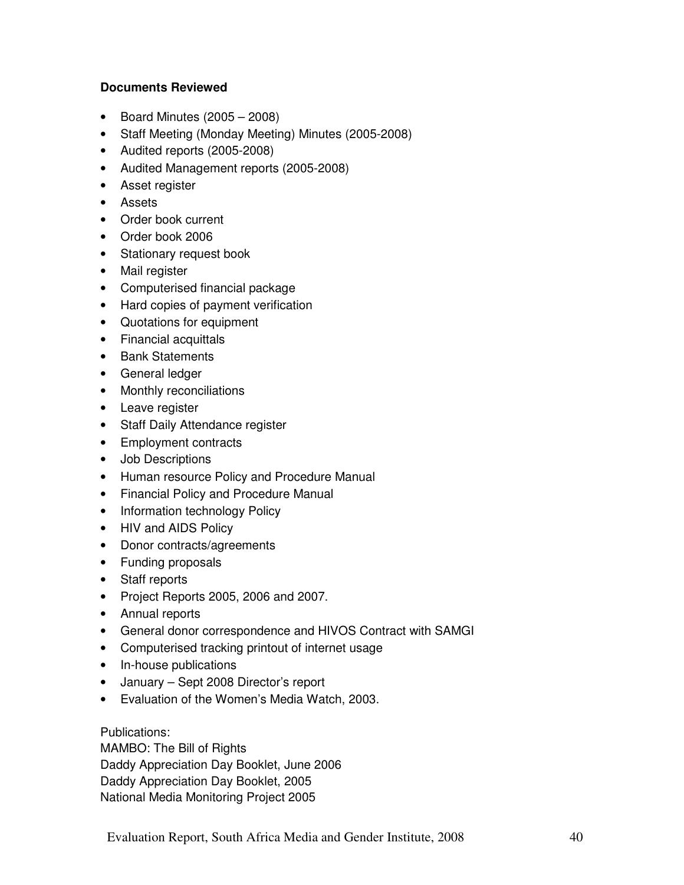**Documents Reviewed**

- Board Minutes (2005 – 2008)
- Staff Meeting (Monday Meeting) Minutes (2005-2008)
- Audited reports (2005-2008)
- Audited Management reports (2005-2008)
- Asset register
- Assets
- Order book current
- Order book 2006
- Stationary request book
- Mail register
- Computerised financial package
- Hard copies of payment verification
- Quotations for equipment
- Financial acquittals
- Bank Statements
- General ledger
- Monthly reconciliations
- Leave register
- Staff Daily Attendance register
- Employment contracts
- Job Descriptions
- Human resource Policy and Procedure Manual
- Financial Policy and Procedure Manual
- Information technology Policy
- HIV and AIDS Policy
- Donor contracts/agreements
- Funding proposals
- Staff reports
- Project Reports 2005, 2006 and 2007.
- Annual reports
- General donor correspondence and HIVOS Contract with SAMGI
- Computerised tracking printout of internet usage
- In-house publications
- January – Sept 2008 Director's report
- Evaluation of the Women's Media Watch, 2003.

Publications:
MAMBO: The Bill of Rights
Daddy Appreciation Day Booklet, June 2006
Daddy Appreciation Day Booklet, 2005
National Media Monitoring Project 2005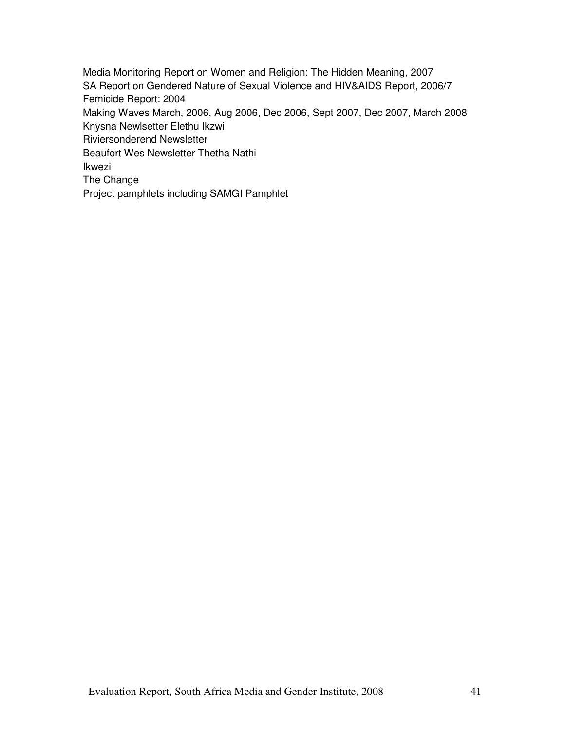Media Monitoring Report on Women and Religion: The Hidden Meaning, 2007
SA Report on Gendered Nature of Sexual Violence and HIV&AIDS Report, 2006/7
Femicide Report: 2004
Making Waves March, 2006, Aug 2006, Dec 2006, Sept 2007, Dec 2007, March 2008
Knysna Newlsetter Elethu Ikzwi
Riviersonderend Newsletter
Beaufort Wes Newsletter Thetha Nathi
Ikwezi
The Change
Project pamphlets including SAMGI Pamphlet